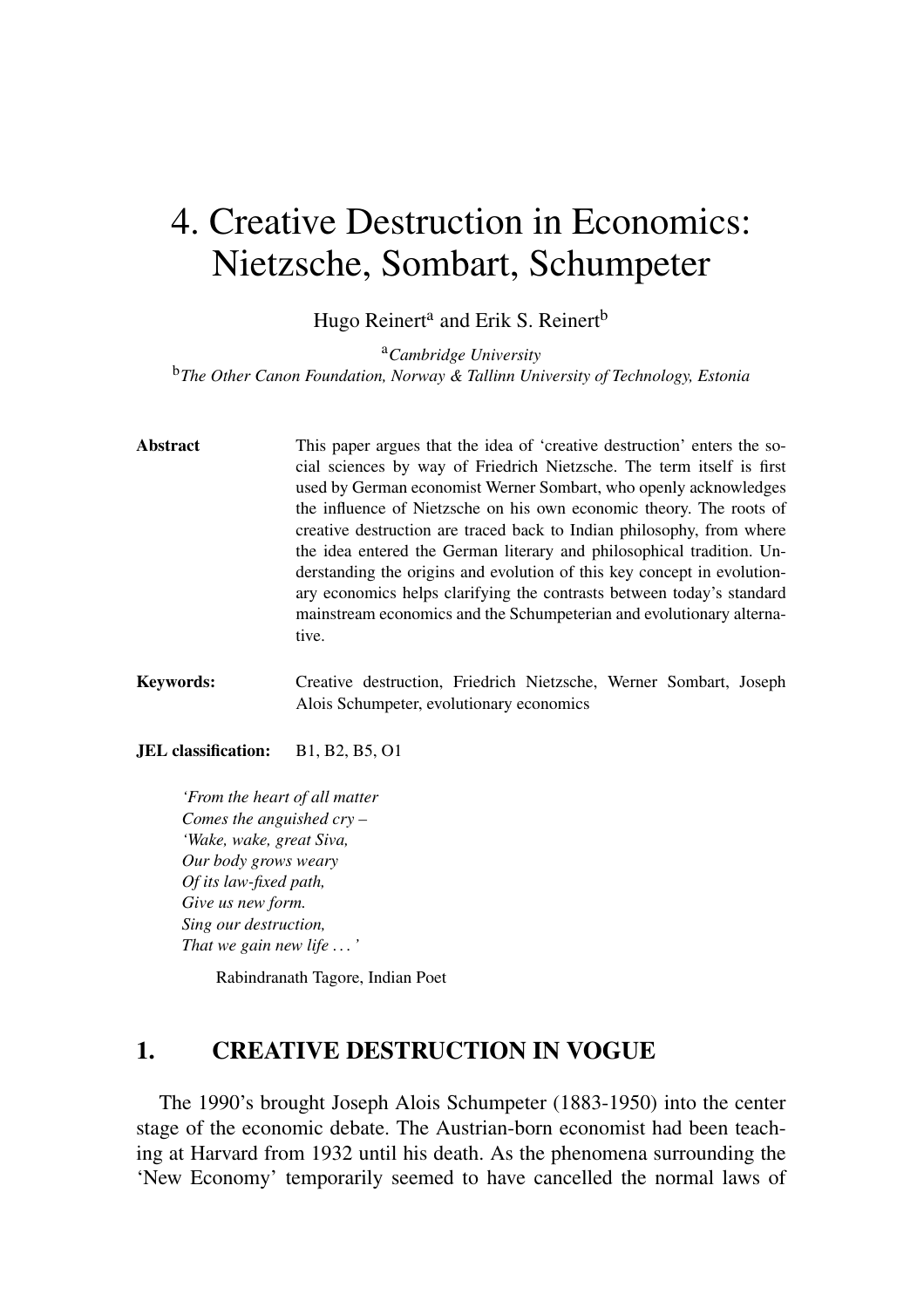# 4. Creative Destruction in Economics: Nietzsche, Sombart, Schumpeter

Hugo Reinert[a] and Erik S. Reinert[b]

[a]*Cambridge University*
[b]*The Other Canon Foundation, Norway & Tallinn University of Technology, Estonia*

**Abstract** This paper argues that the idea of 'creative destruction' enters the social sciences by way of Friedrich Nietzsche. The term itself is first used by German economist Werner Sombart, who openly acknowledges the influence of Nietzsche on his own economic theory. The roots of creative destruction are traced back to Indian philosophy, from where the idea entered the German literary and philosophical tradition. Understanding the origins and evolution of this key concept in evolutionary economics helps clarifying the contrasts between today's standard mainstream economics and the Schumpeterian and evolutionary alternative.

**Keywords:** Creative destruction, Friedrich Nietzsche, Werner Sombart, Joseph Alois Schumpeter, evolutionary economics

**JEL classification:** B1, B2, B5, O1

*'From the heart of all matter*
*Comes the anguished cry –*
*'Wake, wake, great Siva,*
*Our body grows weary*
*Of its law-fixed path,*
*Give us new form.*
*Sing our destruction,*
*That we gain new life . . . '*

Rabindranath Tagore, Indian Poet

## 1. CREATIVE DESTRUCTION IN VOGUE

The 1990's brought Joseph Alois Schumpeter (1883-1950) into the center stage of the economic debate. The Austrian-born economist had been teaching at Harvard from 1932 until his death. As the phenomena surrounding the 'New Economy' temporarily seemed to have cancelled the normal laws of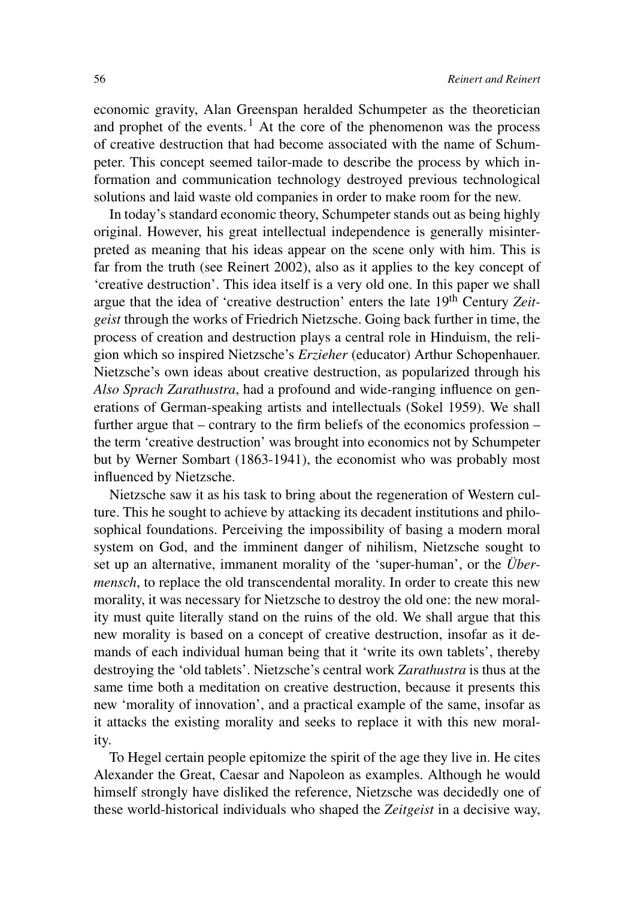economic gravity, Alan Greenspan heralded Schumpeter as the theoretician and prophet of the events.[1] At the core of the phenomenon was the process of creative destruction that had become associated with the name of Schumpeter. This concept seemed tailor-made to describe the process by which information and communication technology destroyed previous technological solutions and laid waste old companies in order to make room for the new.

In today's standard economic theory, Schumpeter stands out as being highly original. However, his great intellectual independence is generally misinterpreted as meaning that his ideas appear on the scene only with him. This is far from the truth (see Reinert 2002), also as it applies to the key concept of 'creative destruction'. This idea itself is a very old one. In this paper we shall argue that the idea of 'creative destruction' enters the late 19th Century *Zeitgeist* through the works of Friedrich Nietzsche. Going back further in time, the process of creation and destruction plays a central role in Hinduism, the religion which so inspired Nietzsche's *Erzieher* (educator) Arthur Schopenhauer. Nietzsche's own ideas about creative destruction, as popularized through his *Also Sprach Zarathustra*, had a profound and wide-ranging influence on generations of German-speaking artists and intellectuals (Sokel 1959). We shall further argue that – contrary to the firm beliefs of the economics profession – the term 'creative destruction' was brought into economics not by Schumpeter but by Werner Sombart (1863-1941), the economist who was probably most influenced by Nietzsche.

Nietzsche saw it as his task to bring about the regeneration of Western culture. This he sought to achieve by attacking its decadent institutions and philosophical foundations. Perceiving the impossibility of basing a modern moral system on God, and the imminent danger of nihilism, Nietzsche sought to set up an alternative, immanent morality of the 'super-human', or the *Übermensch*, to replace the old transcendental morality. In order to create this new morality, it was necessary for Nietzsche to destroy the old one: the new morality must quite literally stand on the ruins of the old. We shall argue that this new morality is based on a concept of creative destruction, insofar as it demands of each individual human being that it 'write its own tablets', thereby destroying the 'old tablets'. Nietzsche's central work *Zarathustra* is thus at the same time both a meditation on creative destruction, because it presents this new 'morality of innovation', and a practical example of the same, insofar as it attacks the existing morality and seeks to replace it with this new morality.

To Hegel certain people epitomize the spirit of the age they live in. He cites Alexander the Great, Caesar and Napoleon as examples. Although he would himself strongly have disliked the reference, Nietzsche was decidedly one of these world-historical individuals who shaped the *Zeitgeist* in a decisive way,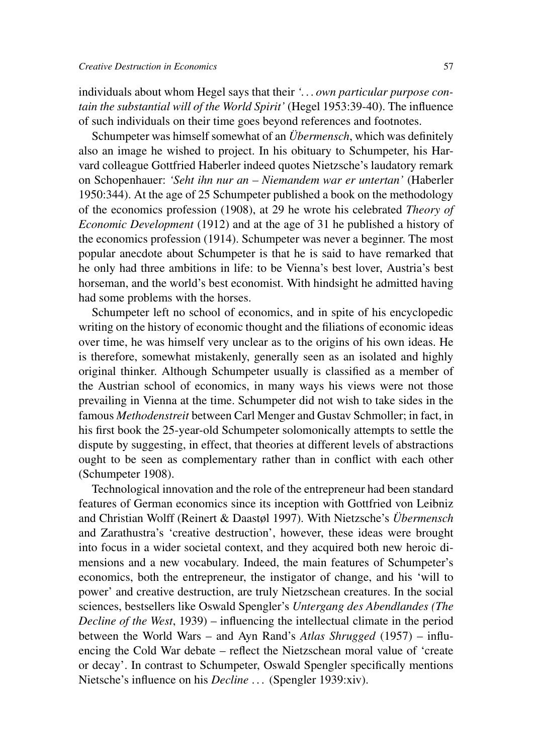individuals about whom Hegel says that their *'... own particular purpose contain the substantial will of the World Spirit'* (Hegel 1953:39-40). The influence of such individuals on their time goes beyond references and footnotes.

Schumpeter was himself somewhat of an *Übermensch*, which was definitely also an image he wished to project. In his obituary to Schumpeter, his Harvard colleague Gottfried Haberler indeed quotes Nietzsche's laudatory remark on Schopenhauer: *'Seht ihn nur an – Niemandem war er untertan'* (Haberler 1950:344). At the age of 25 Schumpeter published a book on the methodology of the economics profession (1908), at 29 he wrote his celebrated *Theory of Economic Development* (1912) and at the age of 31 he published a history of the economics profession (1914). Schumpeter was never a beginner. The most popular anecdote about Schumpeter is that he is said to have remarked that he only had three ambitions in life: to be Vienna's best lover, Austria's best horseman, and the world's best economist. With hindsight he admitted having had some problems with the horses.

Schumpeter left no school of economics, and in spite of his encyclopedic writing on the history of economic thought and the filiations of economic ideas over time, he was himself very unclear as to the origins of his own ideas. He is therefore, somewhat mistakenly, generally seen as an isolated and highly original thinker. Although Schumpeter usually is classified as a member of the Austrian school of economics, in many ways his views were not those prevailing in Vienna at the time. Schumpeter did not wish to take sides in the famous *Methodenstreit* between Carl Menger and Gustav Schmoller; in fact, in his first book the 25-year-old Schumpeter solomonically attempts to settle the dispute by suggesting, in effect, that theories at different levels of abstractions ought to be seen as complementary rather than in conflict with each other (Schumpeter 1908).

Technological innovation and the role of the entrepreneur had been standard features of German economics since its inception with Gottfried von Leibniz and Christian Wolff (Reinert & Daastøl 1997). With Nietzsche's *Übermensch* and Zarathustra's 'creative destruction', however, these ideas were brought into focus in a wider societal context, and they acquired both new heroic dimensions and a new vocabulary. Indeed, the main features of Schumpeter's economics, both the entrepreneur, the instigator of change, and his 'will to power' and creative destruction, are truly Nietzschean creatures. In the social sciences, bestsellers like Oswald Spengler's *Untergang des Abendlandes (The Decline of the West*, 1939) – influencing the intellectual climate in the period between the World Wars – and Ayn Rand's *Atlas Shrugged* (1957) – influencing the Cold War debate – reflect the Nietzschean moral value of 'create or decay'. In contrast to Schumpeter, Oswald Spengler specifically mentions Nietsche's influence on his *Decline* ... (Spengler 1939:xiv).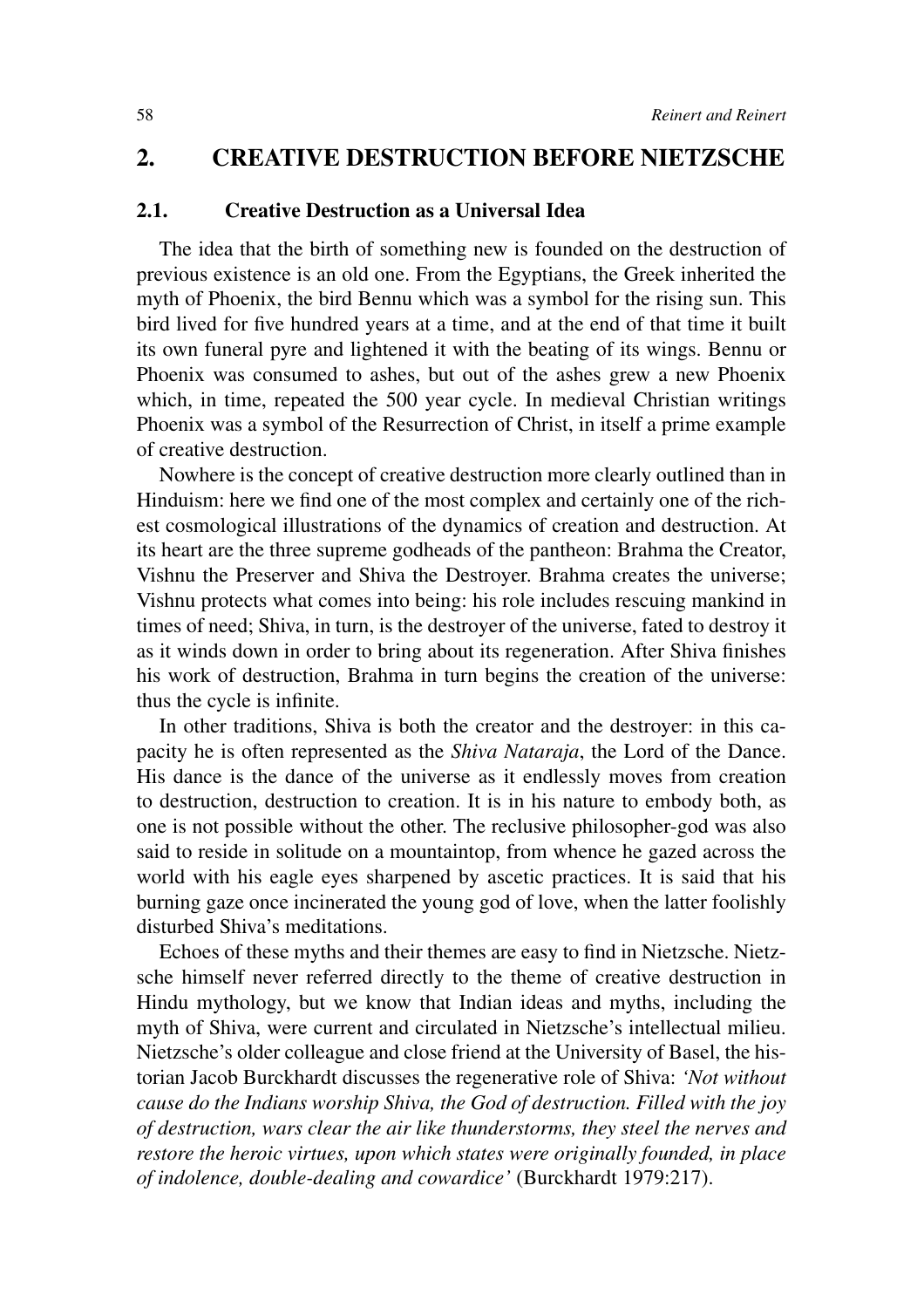## 2. CREATIVE DESTRUCTION BEFORE NIETZSCHE

### 2.1. Creative Destruction as a Universal Idea

The idea that the birth of something new is founded on the destruction of previous existence is an old one. From the Egyptians, the Greek inherited the myth of Phoenix, the bird Bennu which was a symbol for the rising sun. This bird lived for five hundred years at a time, and at the end of that time it built its own funeral pyre and lightened it with the beating of its wings. Bennu or Phoenix was consumed to ashes, but out of the ashes grew a new Phoenix which, in time, repeated the 500 year cycle. In medieval Christian writings Phoenix was a symbol of the Resurrection of Christ, in itself a prime example of creative destruction.

Nowhere is the concept of creative destruction more clearly outlined than in Hinduism: here we find one of the most complex and certainly one of the richest cosmological illustrations of the dynamics of creation and destruction. At its heart are the three supreme godheads of the pantheon: Brahma the Creator, Vishnu the Preserver and Shiva the Destroyer. Brahma creates the universe; Vishnu protects what comes into being: his role includes rescuing mankind in times of need; Shiva, in turn, is the destroyer of the universe, fated to destroy it as it winds down in order to bring about its regeneration. After Shiva finishes his work of destruction, Brahma in turn begins the creation of the universe: thus the cycle is infinite.

In other traditions, Shiva is both the creator and the destroyer: in this capacity he is often represented as the *Shiva Nataraja*, the Lord of the Dance. His dance is the dance of the universe as it endlessly moves from creation to destruction, destruction to creation. It is in his nature to embody both, as one is not possible without the other. The reclusive philosopher-god was also said to reside in solitude on a mountaintop, from whence he gazed across the world with his eagle eyes sharpened by ascetic practices. It is said that his burning gaze once incinerated the young god of love, when the latter foolishly disturbed Shiva's meditations.

Echoes of these myths and their themes are easy to find in Nietzsche. Nietzsche himself never referred directly to the theme of creative destruction in Hindu mythology, but we know that Indian ideas and myths, including the myth of Shiva, were current and circulated in Nietzsche's intellectual milieu. Nietzsche's older colleague and close friend at the University of Basel, the historian Jacob Burckhardt discusses the regenerative role of Shiva: *'Not without cause do the Indians worship Shiva, the God of destruction. Filled with the joy of destruction, wars clear the air like thunderstorms, they steel the nerves and restore the heroic virtues, upon which states were originally founded, in place of indolence, double-dealing and cowardice'* (Burckhardt 1979:217).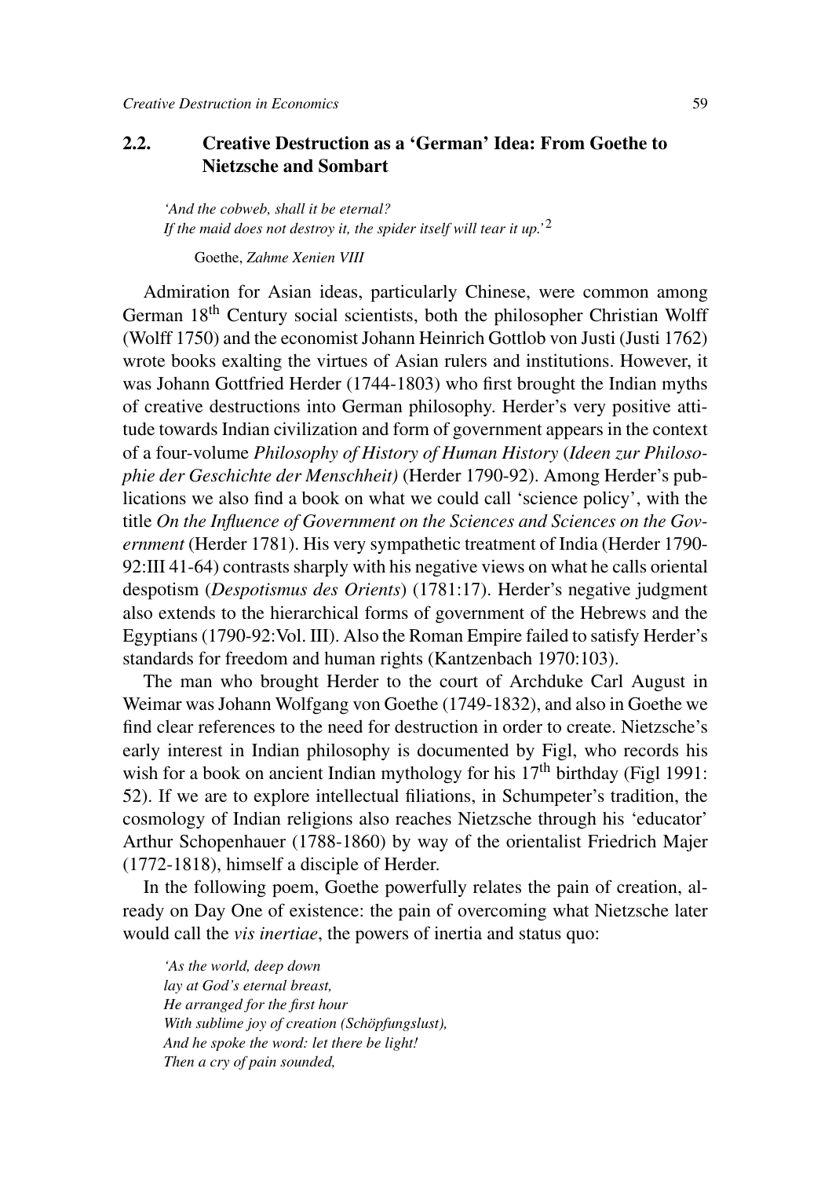## 2.2. Creative Destruction as a 'German' Idea: From Goethe to Nietzsche and Sombart

> *'And the cobweb, shall it be eternal?*
> *If the maid does not destroy it, the spider itself will tear it up.'*[2]
>
> Goethe, *Zahme Xenien VIII*

Admiration for Asian ideas, particularly Chinese, were common among German 18th Century social scientists, both the philosopher Christian Wolff (Wolff 1750) and the economist Johann Heinrich Gottlob von Justi (Justi 1762) wrote books exalting the virtues of Asian rulers and institutions. However, it was Johann Gottfried Herder (1744-1803) who first brought the Indian myths of creative destructions into German philosophy. Herder's very positive attitude towards Indian civilization and form of government appears in the context of a four-volume *Philosophy of History of Human History* (*Ideen zur Philosophie der Geschichte der Menschheit)* (Herder 1790-92). Among Herder's publications we also find a book on what we could call 'science policy', with the title *On the Influence of Government on the Sciences and Sciences on the Government* (Herder 1781). His very sympathetic treatment of India (Herder 1790-92:III 41-64) contrasts sharply with his negative views on what he calls oriental despotism (*Despotismus des Orients*) (1781:17). Herder's negative judgment also extends to the hierarchical forms of government of the Hebrews and the Egyptians (1790-92:Vol. III). Also the Roman Empire failed to satisfy Herder's standards for freedom and human rights (Kantzenbach 1970:103).

The man who brought Herder to the court of Archduke Carl August in Weimar was Johann Wolfgang von Goethe (1749-1832), and also in Goethe we find clear references to the need for destruction in order to create. Nietzsche's early interest in Indian philosophy is documented by Figl, who records his wish for a book on ancient Indian mythology for his 17th birthday (Figl 1991: 52). If we are to explore intellectual filiations, in Schumpeter's tradition, the cosmology of Indian religions also reaches Nietzsche through his 'educator' Arthur Schopenhauer (1788-1860) by way of the orientalist Friedrich Majer (1772-1818), himself a disciple of Herder.

In the following poem, Goethe powerfully relates the pain of creation, already on Day One of existence: the pain of overcoming what Nietzsche later would call the *vis inertiae*, the powers of inertia and status quo:

> *'As the world, deep down*
> *lay at God's eternal breast,*
> *He arranged for the first hour*
> *With sublime joy of creation (Schöpfungslust),*
> *And he spoke the word: let there be light!*
> *Then a cry of pain sounded,*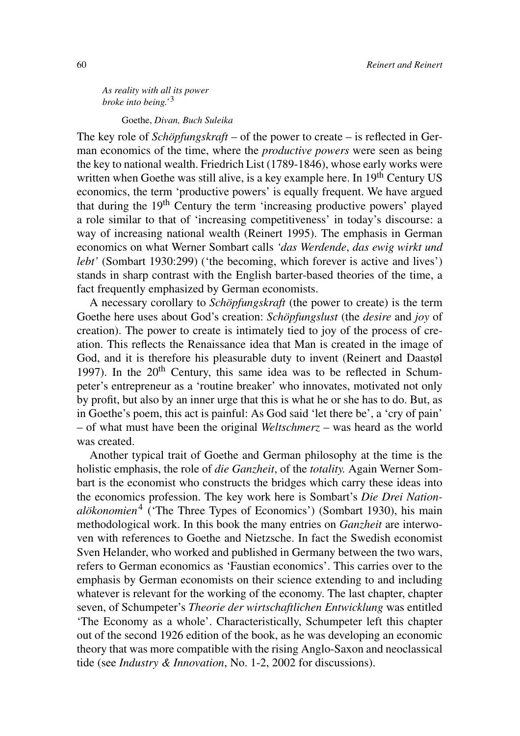*As reality with all its power*
*broke into being.'*[3]

Goethe, *Divan, Buch Suleika*

The key role of *Schöpfungskraft* – of the power to create – is reflected in German economics of the time, where the *productive powers* were seen as being the key to national wealth. Friedrich List (1789-1846), whose early works were written when Goethe was still alive, is a key example here. In 19th Century US economics, the term 'productive powers' is equally frequent. We have argued that during the 19th Century the term 'increasing productive powers' played a role similar to that of 'increasing competitiveness' in today's discourse: a way of increasing national wealth (Reinert 1995). The emphasis in German economics on what Werner Sombart calls *'das Werdende*, *das ewig wirkt und lebt'* (Sombart 1930:299) ('the becoming, which forever is active and lives') stands in sharp contrast with the English barter-based theories of the time, a fact frequently emphasized by German economists.

A necessary corollary to *Schöpfungskraft* (the power to create) is the term Goethe here uses about God's creation: *Schöpfungslust* (the *desire* and *joy* of creation). The power to create is intimately tied to joy of the process of creation. This reflects the Renaissance idea that Man is created in the image of God, and it is therefore his pleasurable duty to invent (Reinert and Daastøl 1997). In the 20th Century, this same idea was to be reflected in Schumpeter's entrepreneur as a 'routine breaker' who innovates, motivated not only by profit, but also by an inner urge that this is what he or she has to do. But, as in Goethe's poem, this act is painful: As God said 'let there be', a 'cry of pain' – of what must have been the original *Weltschmerz* – was heard as the world was created.

Another typical trait of Goethe and German philosophy at the time is the holistic emphasis, the role of *die Ganzheit*, of the *totality.* Again Werner Sombart is the economist who constructs the bridges which carry these ideas into the economics profession. The key work here is Sombart's *Die Drei Nationalökonomien*[4] ('The Three Types of Economics') (Sombart 1930), his main methodological work. In this book the many entries on *Ganzheit* are interwoven with references to Goethe and Nietzsche. In fact the Swedish economist Sven Helander, who worked and published in Germany between the two wars, refers to German economics as 'Faustian economics'. This carries over to the emphasis by German economists on their science extending to and including whatever is relevant for the working of the economy. The last chapter, chapter seven, of Schumpeter's *Theorie der wirtschaftlichen Entwicklung* was entitled 'The Economy as a whole'. Characteristically, Schumpeter left this chapter out of the second 1926 edition of the book, as he was developing an economic theory that was more compatible with the rising Anglo-Saxon and neoclassical tide (see *Industry & Innovation*, No. 1-2, 2002 for discussions).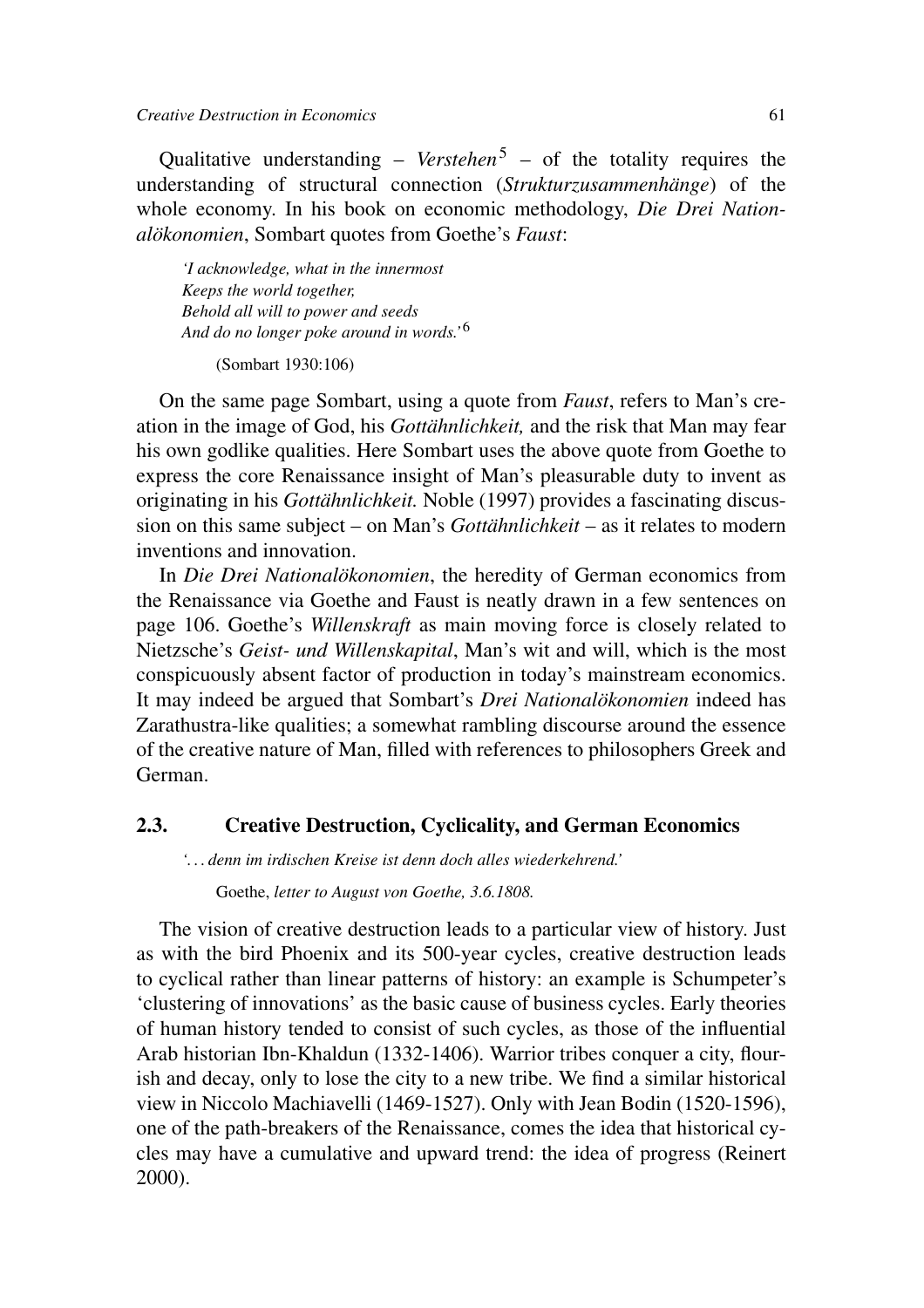Qualitative understanding – *Verstehen*[5] – of the totality requires the understanding of structural connection (*Strukturzusammenhänge*) of the whole economy. In his book on economic methodology, *Die Drei Nationalökonomien*, Sombart quotes from Goethe's *Faust*:

> *'I acknowledge, what in the innermost*
> *Keeps the world together,*
> *Behold all will to power and seeds*
> *And do no longer poke around in words.'*[6]
>
> (Sombart 1930:106)

On the same page Sombart, using a quote from *Faust*, refers to Man's creation in the image of God, his *Gottähnlichkeit,* and the risk that Man may fear his own godlike qualities. Here Sombart uses the above quote from Goethe to express the core Renaissance insight of Man's pleasurable duty to invent as originating in his *Gottähnlichkeit.* Noble (1997) provides a fascinating discussion on this same subject – on Man's *Gottähnlichkeit* – as it relates to modern inventions and innovation.

In *Die Drei Nationalökonomien*, the heredity of German economics from the Renaissance via Goethe and Faust is neatly drawn in a few sentences on page 106. Goethe's *Willenskraft* as main moving force is closely related to Nietzsche's *Geist- und Willenskapital*, Man's wit and will, which is the most conspicuously absent factor of production in today's mainstream economics. It may indeed be argued that Sombart's *Drei Nationalökonomien* indeed has Zarathustra-like qualities; a somewhat rambling discourse around the essence of the creative nature of Man, filled with references to philosophers Greek and German.

## 2.3. Creative Destruction, Cyclicality, and German Economics

> *'. . . denn im irdischen Kreise ist denn doch alles wiederkehrend.'*
>
> Goethe, *letter to August von Goethe, 3.6.1808.*

The vision of creative destruction leads to a particular view of history. Just as with the bird Phoenix and its 500-year cycles, creative destruction leads to cyclical rather than linear patterns of history: an example is Schumpeter's 'clustering of innovations' as the basic cause of business cycles. Early theories of human history tended to consist of such cycles, as those of the influential Arab historian Ibn-Khaldun (1332-1406). Warrior tribes conquer a city, flourish and decay, only to lose the city to a new tribe. We find a similar historical view in Niccolo Machiavelli (1469-1527). Only with Jean Bodin (1520-1596), one of the path-breakers of the Renaissance, comes the idea that historical cycles may have a cumulative and upward trend: the idea of progress (Reinert 2000).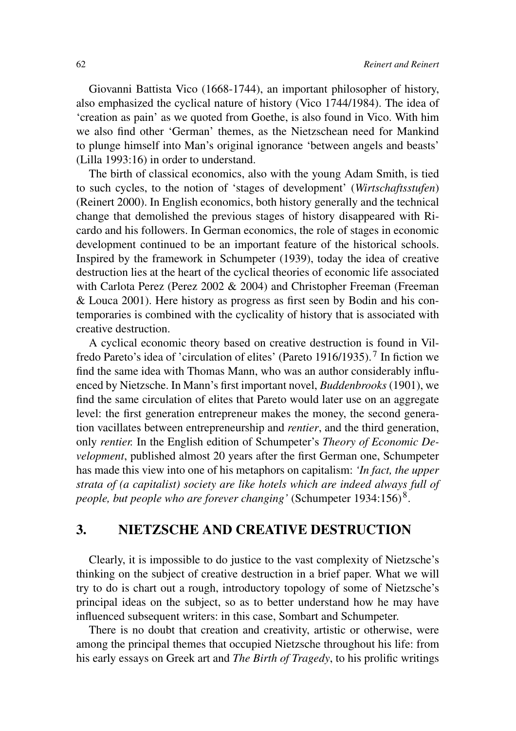Giovanni Battista Vico (1668-1744), an important philosopher of history, also emphasized the cyclical nature of history (Vico 1744/1984). The idea of 'creation as pain' as we quoted from Goethe, is also found in Vico. With him we also find other 'German' themes, as the Nietzschean need for Mankind to plunge himself into Man's original ignorance 'between angels and beasts' (Lilla 1993:16) in order to understand.

The birth of classical economics, also with the young Adam Smith, is tied to such cycles, to the notion of 'stages of development' (*Wirtschaftsstufen*) (Reinert 2000). In English economics, both history generally and the technical change that demolished the previous stages of history disappeared with Ricardo and his followers. In German economics, the role of stages in economic development continued to be an important feature of the historical schools. Inspired by the framework in Schumpeter (1939), today the idea of creative destruction lies at the heart of the cyclical theories of economic life associated with Carlota Perez (Perez 2002 & 2004) and Christopher Freeman (Freeman & Louca 2001). Here history as progress as first seen by Bodin and his contemporaries is combined with the cyclicality of history that is associated with creative destruction.

A cyclical economic theory based on creative destruction is found in Vilfredo Pareto's idea of 'circulation of elites' (Pareto 1916/1935).[7] In fiction we find the same idea with Thomas Mann, who was an author considerably influenced by Nietzsche. In Mann's first important novel, *Buddenbrooks* (1901), we find the same circulation of elites that Pareto would later use on an aggregate level: the first generation entrepreneur makes the money, the second generation vacillates between entrepreneurship and *rentier*, and the third generation, only *rentier.* In the English edition of Schumpeter's *Theory of Economic Development*, published almost 20 years after the first German one, Schumpeter has made this view into one of his metaphors on capitalism: *'In fact, the upper strata of (a capitalist) society are like hotels which are indeed always full of people, but people who are forever changing'* (Schumpeter 1934:156)[8].

## 3. NIETZSCHE AND CREATIVE DESTRUCTION

Clearly, it is impossible to do justice to the vast complexity of Nietzsche's thinking on the subject of creative destruction in a brief paper. What we will try to do is chart out a rough, introductory topology of some of Nietzsche's principal ideas on the subject, so as to better understand how he may have influenced subsequent writers: in this case, Sombart and Schumpeter.

There is no doubt that creation and creativity, artistic or otherwise, were among the principal themes that occupied Nietzsche throughout his life: from his early essays on Greek art and *The Birth of Tragedy*, to his prolific writings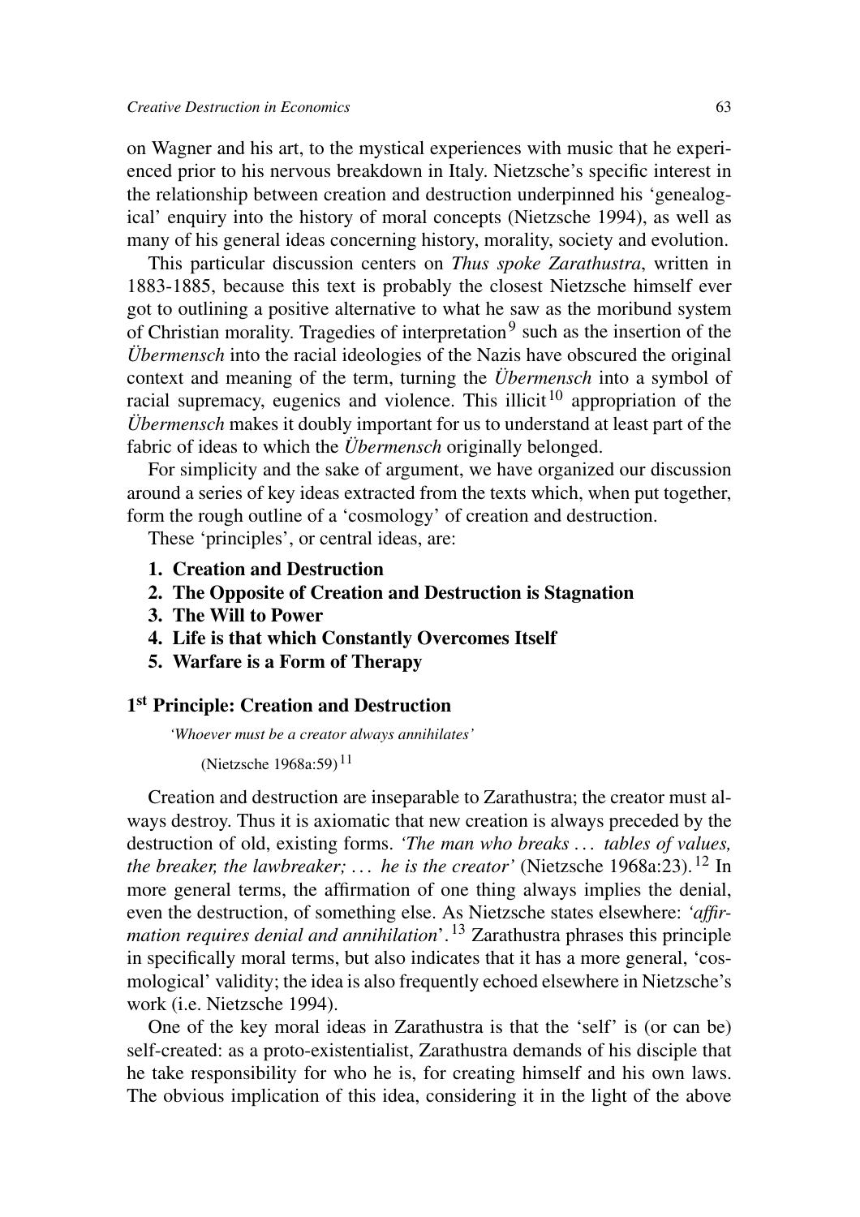on Wagner and his art, to the mystical experiences with music that he experienced prior to his nervous breakdown in Italy. Nietzsche's specific interest in the relationship between creation and destruction underpinned his 'genealogical' enquiry into the history of moral concepts (Nietzsche 1994), as well as many of his general ideas concerning history, morality, society and evolution.

This particular discussion centers on *Thus spoke Zarathustra*, written in 1883-1885, because this text is probably the closest Nietzsche himself ever got to outlining a positive alternative to what he saw as the moribund system of Christian morality. Tragedies of interpretation[9] such as the insertion of the *Übermensch* into the racial ideologies of the Nazis have obscured the original context and meaning of the term, turning the *Übermensch* into a symbol of racial supremacy, eugenics and violence. This illicit[10] appropriation of the *Übermensch* makes it doubly important for us to understand at least part of the fabric of ideas to which the *Übermensch* originally belonged.

For simplicity and the sake of argument, we have organized our discussion around a series of key ideas extracted from the texts which, when put together, form the rough outline of a 'cosmology' of creation and destruction.

These 'principles', or central ideas, are:

1. **Creation and Destruction**
2. **The Opposite of Creation and Destruction is Stagnation**
3. **The Will to Power**
4. **Life is that which Constantly Overcomes Itself**
5. **Warfare is a Form of Therapy**

## 1st Principle: Creation and Destruction

*'Whoever must be a creator always annihilates'*

(Nietzsche 1968a:59)[11]

Creation and destruction are inseparable to Zarathustra; the creator must always destroy. Thus it is axiomatic that new creation is always preceded by the destruction of old, existing forms. *'The man who breaks ... tables of values, the breaker, the lawbreaker; ... he is the creator'* (Nietzsche 1968a:23).[12] In more general terms, the affirmation of one thing always implies the denial, even the destruction, of something else. As Nietzsche states elsewhere: *'affirmation requires denial and annihilation'*.[13] Zarathustra phrases this principle in specifically moral terms, but also indicates that it has a more general, 'cosmological' validity; the idea is also frequently echoed elsewhere in Nietzsche's work (i.e. Nietzsche 1994).

One of the key moral ideas in Zarathustra is that the 'self' is (or can be) self-created: as a proto-existentialist, Zarathustra demands of his disciple that he take responsibility for who he is, for creating himself and his own laws. The obvious implication of this idea, considering it in the light of the above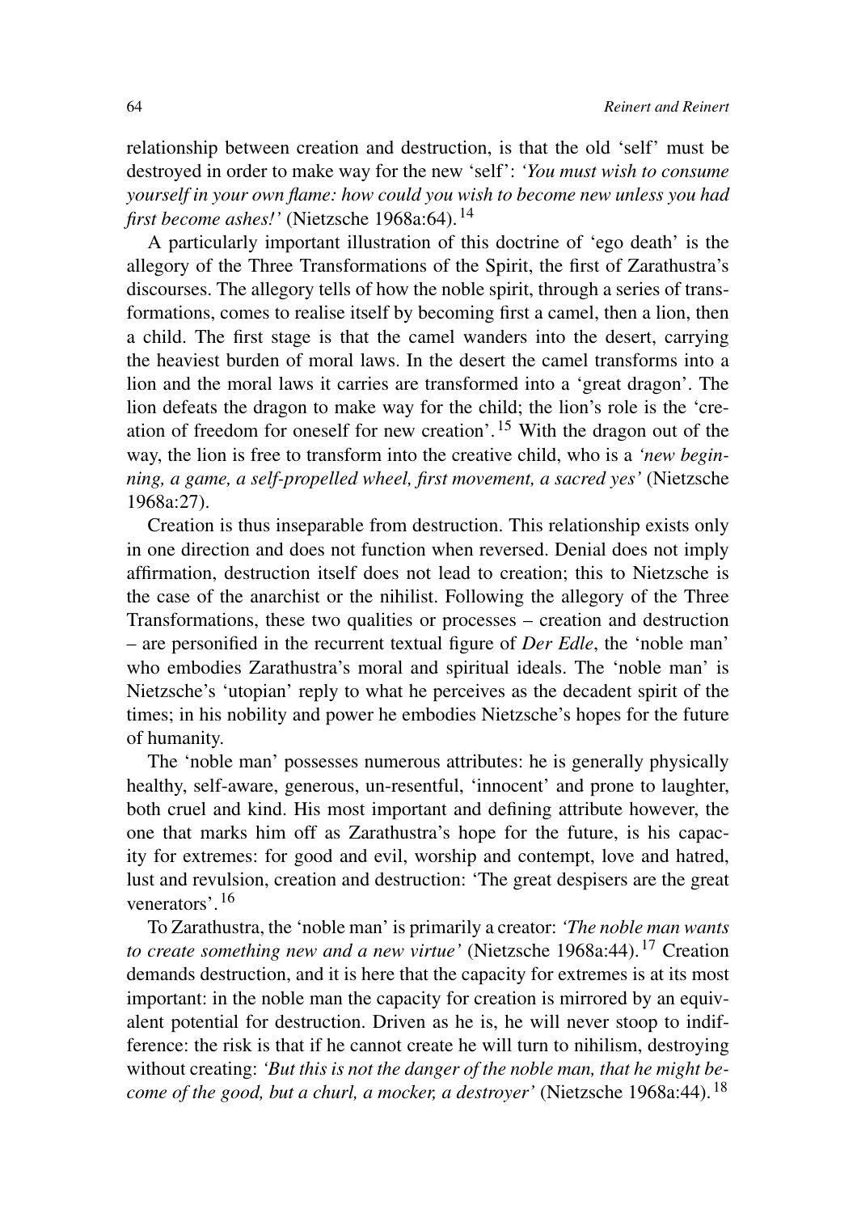relationship between creation and destruction, is that the old 'self' must be destroyed in order to make way for the new 'self': *'You must wish to consume yourself in your own flame: how could you wish to become new unless you had first become ashes!'* (Nietzsche 1968a:64).[14]

A particularly important illustration of this doctrine of 'ego death' is the allegory of the Three Transformations of the Spirit, the first of Zarathustra's discourses. The allegory tells of how the noble spirit, through a series of transformations, comes to realise itself by becoming first a camel, then a lion, then a child. The first stage is that the camel wanders into the desert, carrying the heaviest burden of moral laws. In the desert the camel transforms into a lion and the moral laws it carries are transformed into a 'great dragon'. The lion defeats the dragon to make way for the child; the lion's role is the 'creation of freedom for oneself for new creation'.[15] With the dragon out of the way, the lion is free to transform into the creative child, who is a *'new beginning, a game, a self-propelled wheel, first movement, a sacred yes'* (Nietzsche 1968a:27).

Creation is thus inseparable from destruction. This relationship exists only in one direction and does not function when reversed. Denial does not imply affirmation, destruction itself does not lead to creation; this to Nietzsche is the case of the anarchist or the nihilist. Following the allegory of the Three Transformations, these two qualities or processes – creation and destruction – are personified in the recurrent textual figure of *Der Edle*, the 'noble man' who embodies Zarathustra's moral and spiritual ideals. The 'noble man' is Nietzsche's 'utopian' reply to what he perceives as the decadent spirit of the times; in his nobility and power he embodies Nietzsche's hopes for the future of humanity.

The 'noble man' possesses numerous attributes: he is generally physically healthy, self-aware, generous, un-resentful, 'innocent' and prone to laughter, both cruel and kind. His most important and defining attribute however, the one that marks him off as Zarathustra's hope for the future, is his capacity for extremes: for good and evil, worship and contempt, love and hatred, lust and revulsion, creation and destruction: 'The great despisers are the great venerators'.[16]

To Zarathustra, the 'noble man' is primarily a creator: *'The noble man wants to create something new and a new virtue'* (Nietzsche 1968a:44).[17] Creation demands destruction, and it is here that the capacity for extremes is at its most important: in the noble man the capacity for creation is mirrored by an equivalent potential for destruction. Driven as he is, he will never stoop to indifference: the risk is that if he cannot create he will turn to nihilism, destroying without creating: *'But this is not the danger of the noble man, that he might become of the good, but a churl, a mocker, a destroyer'* (Nietzsche 1968a:44).[18]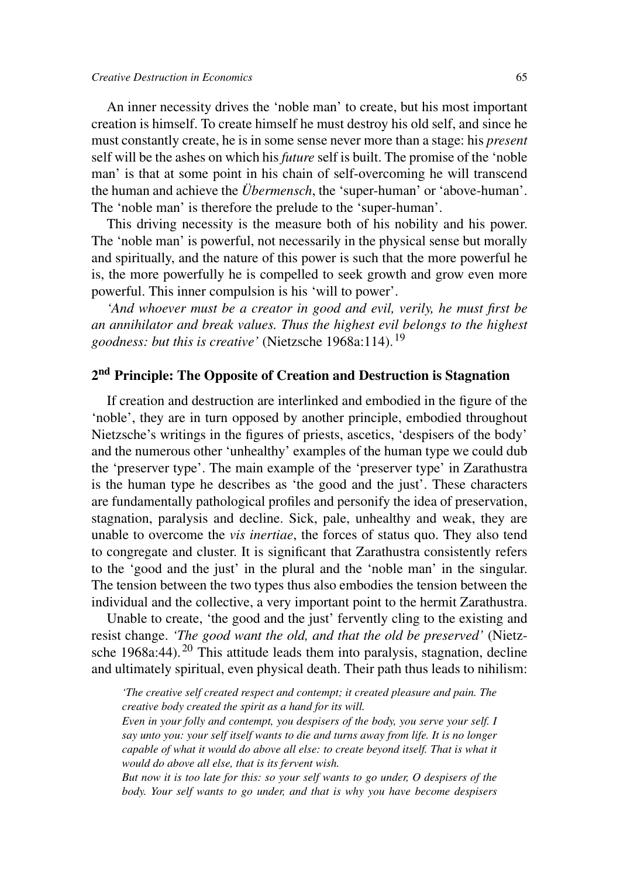An inner necessity drives the 'noble man' to create, but his most important creation is himself. To create himself he must destroy his old self, and since he must constantly create, he is in some sense never more than a stage: his *present* self will be the ashes on which his *future* self is built. The promise of the 'noble man' is that at some point in his chain of self-overcoming he will transcend the human and achieve the *Übermensch*, the 'super-human' or 'above-human'. The 'noble man' is therefore the prelude to the 'super-human'.

This driving necessity is the measure both of his nobility and his power. The 'noble man' is powerful, not necessarily in the physical sense but morally and spiritually, and the nature of this power is such that the more powerful he is, the more powerfully he is compelled to seek growth and grow even more powerful. This inner compulsion is his 'will to power'.

*'And whoever must be a creator in good and evil, verily, he must first be an annihilator and break values. Thus the highest evil belongs to the highest goodness: but this is creative'* (Nietzsche 1968a:114).[19]

## 2nd Principle: The Opposite of Creation and Destruction is Stagnation

If creation and destruction are interlinked and embodied in the figure of the 'noble', they are in turn opposed by another principle, embodied throughout Nietzsche's writings in the figures of priests, ascetics, 'despisers of the body' and the numerous other 'unhealthy' examples of the human type we could dub the 'preserver type'. The main example of the 'preserver type' in Zarathustra is the human type he describes as 'the good and the just'. These characters are fundamentally pathological profiles and personify the idea of preservation, stagnation, paralysis and decline. Sick, pale, unhealthy and weak, they are unable to overcome the *vis inertiae*, the forces of status quo. They also tend to congregate and cluster. It is significant that Zarathustra consistently refers to the 'good and the just' in the plural and the 'noble man' in the singular. The tension between the two types thus also embodies the tension between the individual and the collective, a very important point to the hermit Zarathustra.

Unable to create, 'the good and the just' fervently cling to the existing and resist change. *'The good want the old, and that the old be preserved'* (Nietzsche 1968a:44).[20] This attitude leads them into paralysis, stagnation, decline and ultimately spiritual, even physical death. Their path thus leads to nihilism:

> *'The creative self created respect and contempt; it created pleasure and pain. The creative body created the spirit as a hand for its will.*
>
> *Even in your folly and contempt, you despisers of the body, you serve your self. I say unto you: your self itself wants to die and turns away from life. It is no longer capable of what it would do above all else: to create beyond itself. That is what it would do above all else, that is its fervent wish.*
>
> *But now it is too late for this: so your self wants to go under, O despisers of the body. Your self wants to go under, and that is why you have become despisers*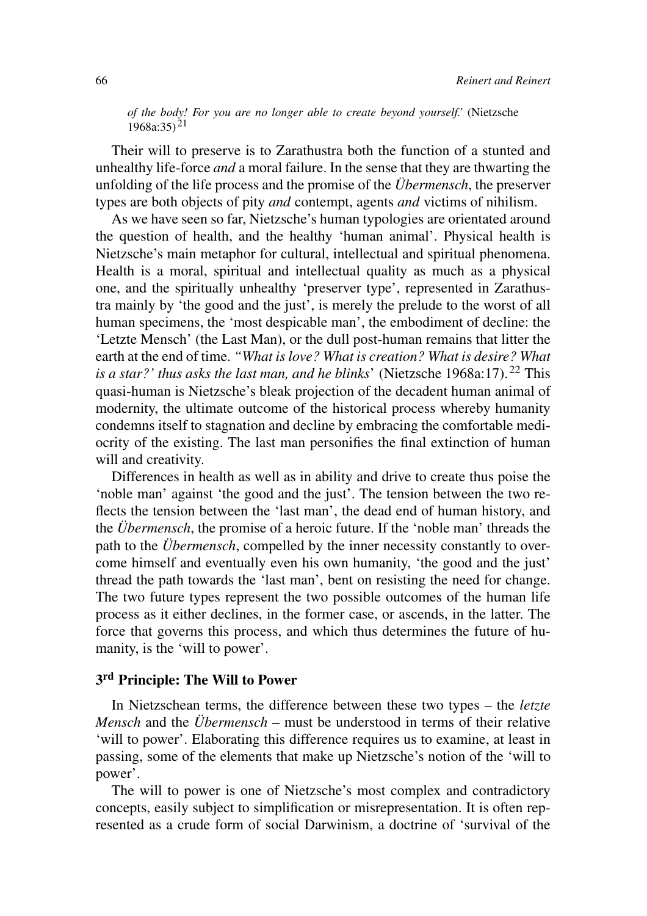*of the body! For you are no longer able to create beyond yourself.'* (Nietzsche 1968a:35)[21]

Their will to preserve is to Zarathustra both the function of a stunted and unhealthy life-force *and* a moral failure. In the sense that they are thwarting the unfolding of the life process and the promise of the *Übermensch*, the preserver types are both objects of pity *and* contempt, agents *and* victims of nihilism.

As we have seen so far, Nietzsche's human typologies are orientated around the question of health, and the healthy 'human animal'. Physical health is Nietzsche's main metaphor for cultural, intellectual and spiritual phenomena. Health is a moral, spiritual and intellectual quality as much as a physical one, and the spiritually unhealthy 'preserver type', represented in Zarathustra mainly by 'the good and the just', is merely the prelude to the worst of all human specimens, the 'most despicable man', the embodiment of decline: the 'Letzte Mensch' (the Last Man), or the dull post-human remains that litter the earth at the end of time. *"What is love? What is creation? What is desire? What is a star?' thus asks the last man, and he blinks*' (Nietzsche 1968a:17).[22] This quasi-human is Nietzsche's bleak projection of the decadent human animal of modernity, the ultimate outcome of the historical process whereby humanity condemns itself to stagnation and decline by embracing the comfortable mediocrity of the existing. The last man personifies the final extinction of human will and creativity.

Differences in health as well as in ability and drive to create thus poise the 'noble man' against 'the good and the just'. The tension between the two reflects the tension between the 'last man', the dead end of human history, and the *Übermensch*, the promise of a heroic future. If the 'noble man' threads the path to the *Übermensch*, compelled by the inner necessity constantly to overcome himself and eventually even his own humanity, 'the good and the just' thread the path towards the 'last man', bent on resisting the need for change. The two future types represent the two possible outcomes of the human life process as it either declines, in the former case, or ascends, in the latter. The force that governs this process, and which thus determines the future of humanity, is the 'will to power'.

### 3rd Principle: The Will to Power

In Nietzschean terms, the difference between these two types – the *letzte Mensch* and the *Übermensch* – must be understood in terms of their relative 'will to power'. Elaborating this difference requires us to examine, at least in passing, some of the elements that make up Nietzsche's notion of the 'will to power'.

The will to power is one of Nietzsche's most complex and contradictory concepts, easily subject to simplification or misrepresentation. It is often represented as a crude form of social Darwinism, a doctrine of 'survival of the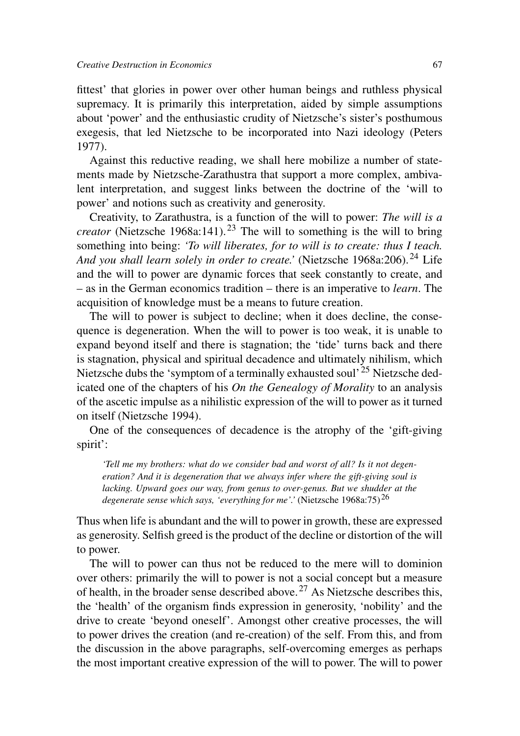fittest' that glories in power over other human beings and ruthless physical supremacy. It is primarily this interpretation, aided by simple assumptions about 'power' and the enthusiastic crudity of Nietzsche's sister's posthumous exegesis, that led Nietzsche to be incorporated into Nazi ideology (Peters 1977).

Against this reductive reading, we shall here mobilize a number of statements made by Nietzsche-Zarathustra that support a more complex, ambivalent interpretation, and suggest links between the doctrine of the 'will to power' and notions such as creativity and generosity.

Creativity, to Zarathustra, is a function of the will to power: *The will is a creator* (Nietzsche 1968a:141).[23] The will to something is the will to bring something into being: *'To will liberates, for to will is to create: thus I teach. And you shall learn solely in order to create.'* (Nietzsche 1968a:206).[24] Life and the will to power are dynamic forces that seek constantly to create, and – as in the German economics tradition – there is an imperative to *learn*. The acquisition of knowledge must be a means to future creation.

The will to power is subject to decline; when it does decline, the consequence is degeneration. When the will to power is too weak, it is unable to expand beyond itself and there is stagnation; the 'tide' turns back and there is stagnation, physical and spiritual decadence and ultimately nihilism, which Nietzsche dubs the 'symptom of a terminally exhausted soul'[25] Nietzsche dedicated one of the chapters of his *On the Genealogy of Morality* to an analysis of the ascetic impulse as a nihilistic expression of the will to power as it turned on itself (Nietzsche 1994).

One of the consequences of decadence is the atrophy of the 'gift-giving spirit':

> *'Tell me my brothers: what do we consider bad and worst of all? Is it not degeneration? And it is degeneration that we always infer where the gift-giving soul is lacking. Upward goes our way, from genus to over-genus. But we shudder at the degenerate sense which says, 'everything for me'.'* (Nietzsche 1968a:75)[26]

Thus when life is abundant and the will to power in growth, these are expressed as generosity. Selfish greed is the product of the decline or distortion of the will to power.

The will to power can thus not be reduced to the mere will to dominion over others: primarily the will to power is not a social concept but a measure of health, in the broader sense described above.[27] As Nietzsche describes this, the 'health' of the organism finds expression in generosity, 'nobility' and the drive to create 'beyond oneself'. Amongst other creative processes, the will to power drives the creation (and re-creation) of the self. From this, and from the discussion in the above paragraphs, self-overcoming emerges as perhaps the most important creative expression of the will to power. The will to power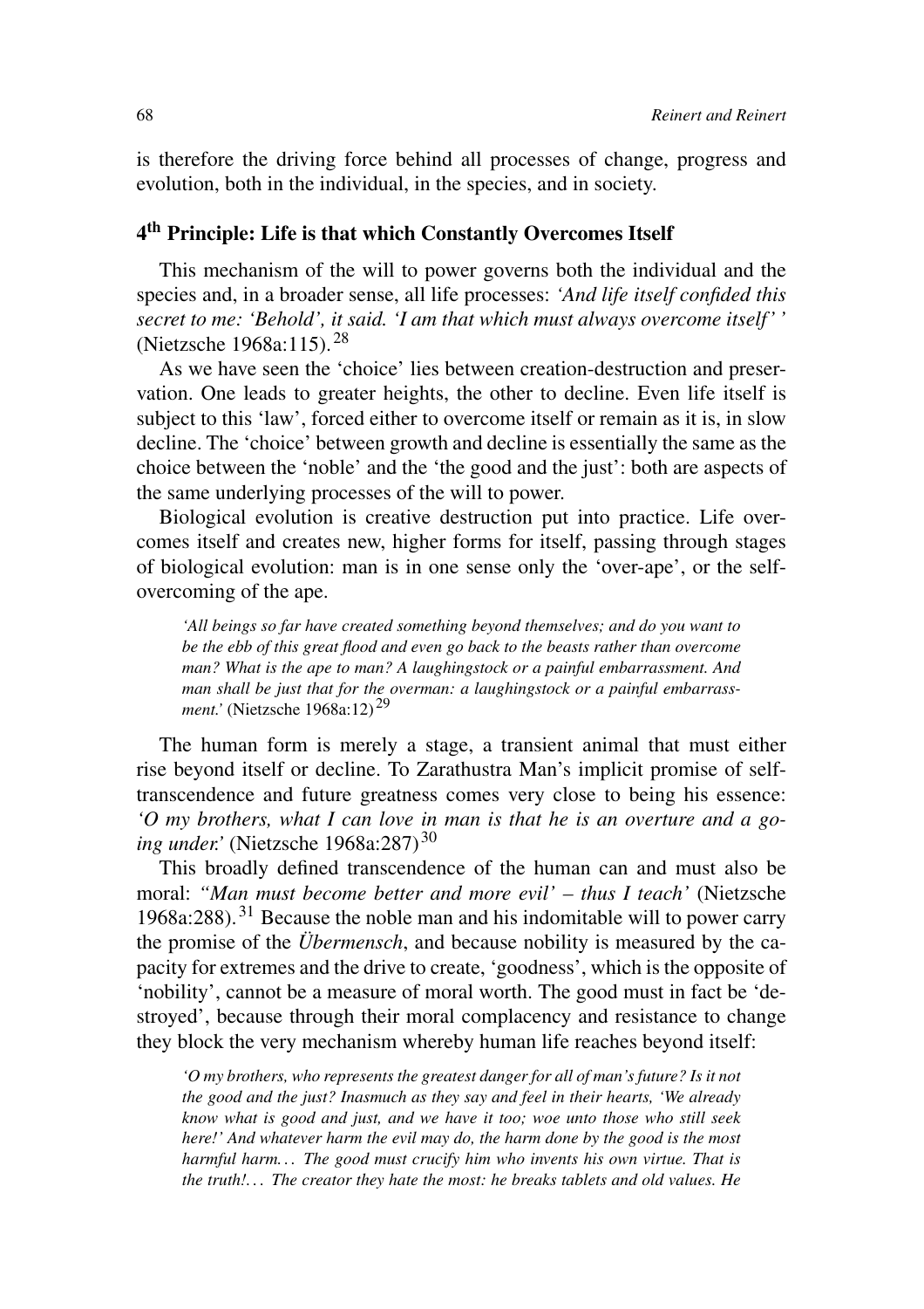is therefore the driving force behind all processes of change, progress and evolution, both in the individual, in the species, and in society.

## 4th Principle: Life is that which Constantly Overcomes Itself

This mechanism of the will to power governs both the individual and the species and, in a broader sense, all life processes: *'And life itself confided this secret to me: 'Behold', it said. 'I am that which must always overcome itself''* (Nietzsche 1968a:115).[28]

As we have seen the 'choice' lies between creation-destruction and preservation. One leads to greater heights, the other to decline. Even life itself is subject to this 'law', forced either to overcome itself or remain as it is, in slow decline. The 'choice' between growth and decline is essentially the same as the choice between the 'noble' and the 'the good and the just': both are aspects of the same underlying processes of the will to power.

Biological evolution is creative destruction put into practice. Life overcomes itself and creates new, higher forms for itself, passing through stages of biological evolution: man is in one sense only the 'over-ape', or the self-overcoming of the ape.

> *'All beings so far have created something beyond themselves; and do you want to be the ebb of this great flood and even go back to the beasts rather than overcome man? What is the ape to man? A laughingstock or a painful embarrassment. And man shall be just that for the overman: a laughingstock or a painful embarrassment.'* (Nietzsche 1968a:12)[29]

The human form is merely a stage, a transient animal that must either rise beyond itself or decline. To Zarathustra Man's implicit promise of self-transcendence and future greatness comes very close to being his essence: *'O my brothers, what I can love in man is that he is an overture and a going under.'* (Nietzsche 1968a:287)[30]

This broadly defined transcendence of the human can and must also be moral: *"Man must become better and more evil' – thus I teach'* (Nietzsche 1968a:288).[31] Because the noble man and his indomitable will to power carry the promise of the *Übermensch*, and because nobility is measured by the capacity for extremes and the drive to create, 'goodness', which is the opposite of 'nobility', cannot be a measure of moral worth. The good must in fact be 'destroyed', because through their moral complacency and resistance to change they block the very mechanism whereby human life reaches beyond itself:

> *'O my brothers, who represents the greatest danger for all of man's future? Is it not the good and the just? Inasmuch as they say and feel in their hearts, 'We already know what is good and just, and we have it too; woe unto those who still seek here!' And whatever harm the evil may do, the harm done by the good is the most harmful harm... The good must crucify him who invents his own virtue. That is the truth!... The creator they hate the most: he breaks tablets and old values. He*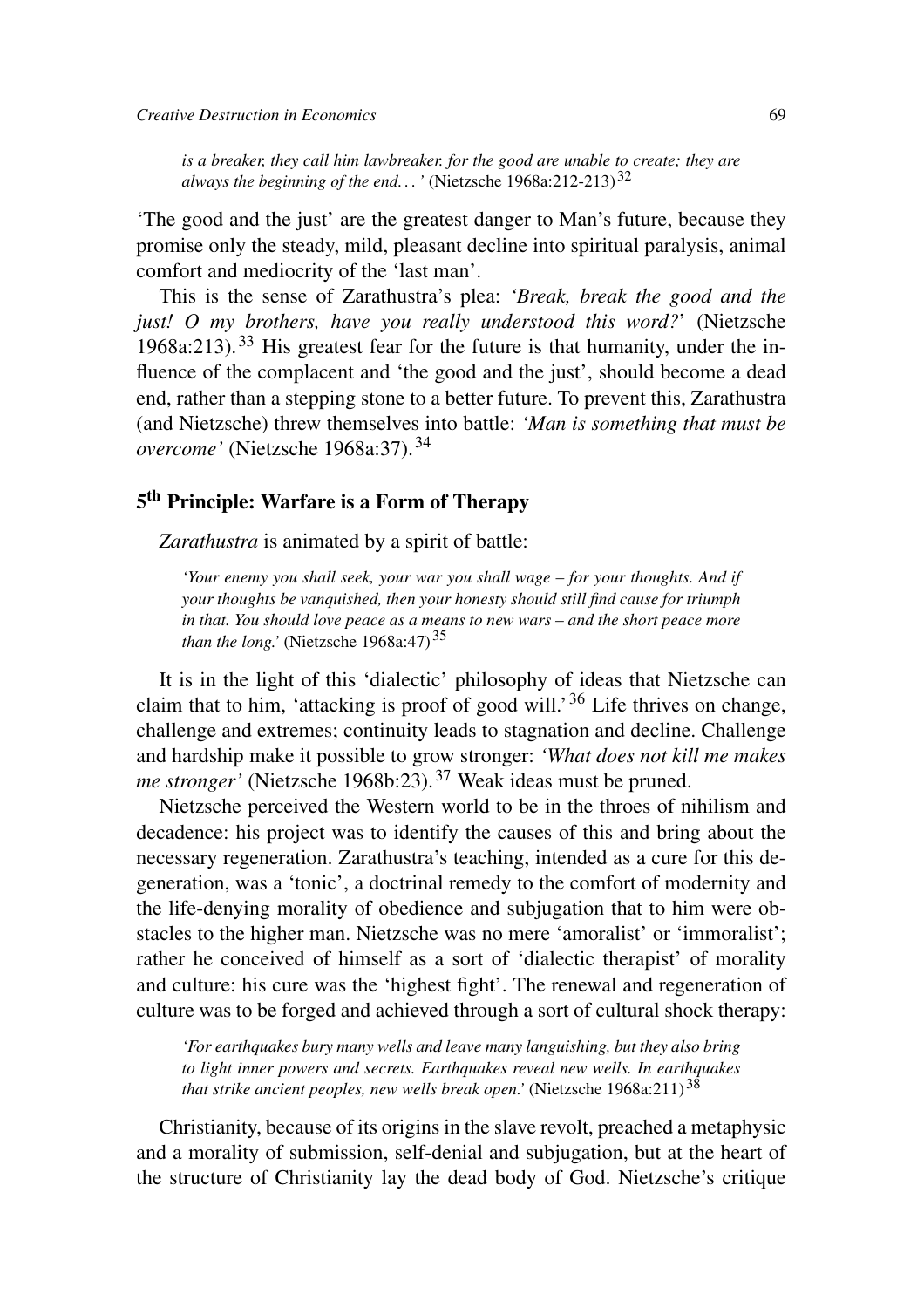> *is a breaker, they call him lawbreaker. for the good are unable to create; they are always the beginning of the end...'* (Nietzsche 1968a:212-213)[32]

'The good and the just' are the greatest danger to Man's future, because they promise only the steady, mild, pleasant decline into spiritual paralysis, animal comfort and mediocrity of the 'last man'.

This is the sense of Zarathustra's plea: *'Break, break the good and the just! O my brothers, have you really understood this word?'* (Nietzsche 1968a:213).[33] His greatest fear for the future is that humanity, under the influence of the complacent and 'the good and the just', should become a dead end, rather than a stepping stone to a better future. To prevent this, Zarathustra (and Nietzsche) threw themselves into battle: *'Man is something that must be overcome'* (Nietzsche 1968a:37).[34]

## 5th Principle: Warfare is a Form of Therapy

*Zarathustra* is animated by a spirit of battle:

> *'Your enemy you shall seek, your war you shall wage – for your thoughts. And if your thoughts be vanquished, then your honesty should still find cause for triumph in that. You should love peace as a means to new wars – and the short peace more than the long.'* (Nietzsche 1968a:47)[35]

It is in the light of this 'dialectic' philosophy of ideas that Nietzsche can claim that to him, 'attacking is proof of good will.'[36] Life thrives on change, challenge and extremes; continuity leads to stagnation and decline. Challenge and hardship make it possible to grow stronger: *'What does not kill me makes me stronger'* (Nietzsche 1968b:23).[37] Weak ideas must be pruned.

Nietzsche perceived the Western world to be in the throes of nihilism and decadence: his project was to identify the causes of this and bring about the necessary regeneration. Zarathustra's teaching, intended as a cure for this degeneration, was a 'tonic', a doctrinal remedy to the comfort of modernity and the life-denying morality of obedience and subjugation that to him were obstacles to the higher man. Nietzsche was no mere 'amoralist' or 'immoralist'; rather he conceived of himself as a sort of 'dialectic therapist' of morality and culture: his cure was the 'highest fight'. The renewal and regeneration of culture was to be forged and achieved through a sort of cultural shock therapy:

> *'For earthquakes bury many wells and leave many languishing, but they also bring to light inner powers and secrets. Earthquakes reveal new wells. In earthquakes that strike ancient peoples, new wells break open.'* (Nietzsche 1968a:211)[38]

Christianity, because of its origins in the slave revolt, preached a metaphysic and a morality of submission, self-denial and subjugation, but at the heart of the structure of Christianity lay the dead body of God. Nietzsche's critique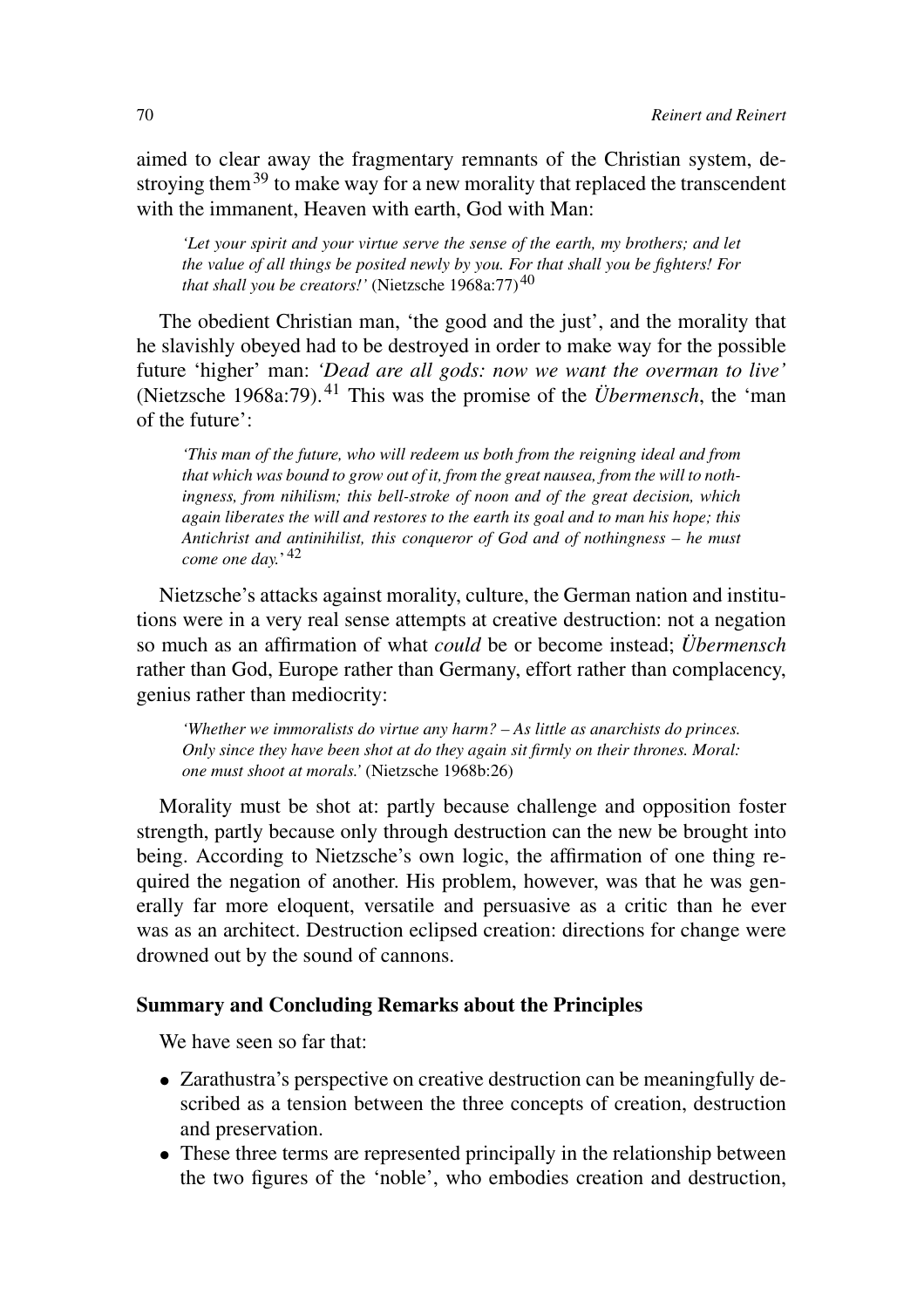aimed to clear away the fragmentary remnants of the Christian system, destroying them[39] to make way for a new morality that replaced the transcendent with the immanent, Heaven with earth, God with Man:

> *'Let your spirit and your virtue serve the sense of the earth, my brothers; and let the value of all things be posited newly by you. For that shall you be fighters! For that shall you be creators!'* (Nietzsche 1968a:77)[40]

The obedient Christian man, 'the good and the just', and the morality that he slavishly obeyed had to be destroyed in order to make way for the possible future 'higher' man: *'Dead are all gods: now we want the overman to live'* (Nietzsche 1968a:79).[41] This was the promise of the *Übermensch*, the 'man of the future':

> *'This man of the future, who will redeem us both from the reigning ideal and from that which was bound to grow out of it, from the great nausea, from the will to nothingness, from nihilism; this bell-stroke of noon and of the great decision, which again liberates the will and restores to the earth its goal and to man his hope; this Antichrist and antinihilist, this conqueror of God and of nothingness – he must come one day.'*[42]

Nietzsche's attacks against morality, culture, the German nation and institutions were in a very real sense attempts at creative destruction: not a negation so much as an affirmation of what *could* be or become instead; *Übermensch* rather than God, Europe rather than Germany, effort rather than complacency, genius rather than mediocrity:

> *'Whether we immoralists do virtue any harm? – As little as anarchists do princes. Only since they have been shot at do they again sit firmly on their thrones. Moral: one must shoot at morals.'* (Nietzsche 1968b:26)

Morality must be shot at: partly because challenge and opposition foster strength, partly because only through destruction can the new be brought into being. According to Nietzsche's own logic, the affirmation of one thing required the negation of another. His problem, however, was that he was generally far more eloquent, versatile and persuasive as a critic than he ever was as an architect. Destruction eclipsed creation: directions for change were drowned out by the sound of cannons.

### Summary and Concluding Remarks about the Principles

We have seen so far that:

- Zarathustra's perspective on creative destruction can be meaningfully described as a tension between the three concepts of creation, destruction and preservation.
- These three terms are represented principally in the relationship between the two figures of the 'noble', who embodies creation and destruction,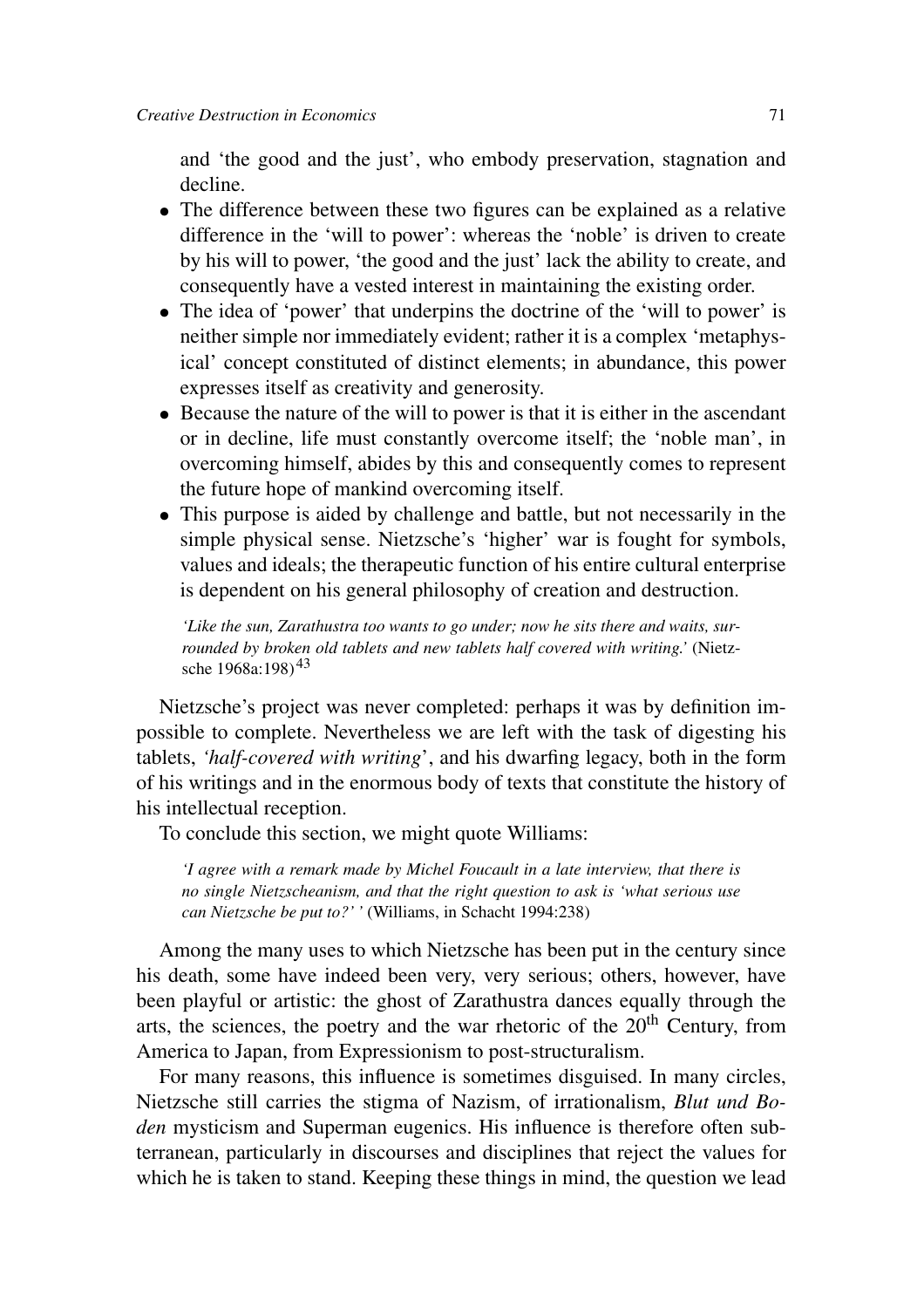and 'the good and the just', who embody preservation, stagnation and decline.

- The difference between these two figures can be explained as a relative difference in the 'will to power': whereas the 'noble' is driven to create by his will to power, 'the good and the just' lack the ability to create, and consequently have a vested interest in maintaining the existing order.
- The idea of 'power' that underpins the doctrine of the 'will to power' is neither simple nor immediately evident; rather it is a complex 'metaphysical' concept constituted of distinct elements; in abundance, this power expresses itself as creativity and generosity.
- Because the nature of the will to power is that it is either in the ascendant or in decline, life must constantly overcome itself; the 'noble man', in overcoming himself, abides by this and consequently comes to represent the future hope of mankind overcoming itself.
- This purpose is aided by challenge and battle, but not necessarily in the simple physical sense. Nietzsche's 'higher' war is fought for symbols, values and ideals; the therapeutic function of his entire cultural enterprise is dependent on his general philosophy of creation and destruction.

> *'Like the sun, Zarathustra too wants to go under; now he sits there and waits, surrounded by broken old tablets and new tablets half covered with writing.'* (Nietzsche 1968a:198)[43]

Nietzsche's project was never completed: perhaps it was by definition impossible to complete. Nevertheless we are left with the task of digesting his tablets, *'half-covered with writing*', and his dwarfing legacy, both in the form of his writings and in the enormous body of texts that constitute the history of his intellectual reception.

To conclude this section, we might quote Williams:

> *'I agree with a remark made by Michel Foucault in a late interview, that there is no single Nietzscheanism, and that the right question to ask is 'what serious use can Nietzsche be put to?' '* (Williams, in Schacht 1994:238)

Among the many uses to which Nietzsche has been put in the century since his death, some have indeed been very, very serious; others, however, have been playful or artistic: the ghost of Zarathustra dances equally through the arts, the sciences, the poetry and the war rhetoric of the 20th Century, from America to Japan, from Expressionism to post-structuralism.

For many reasons, this influence is sometimes disguised. In many circles, Nietzsche still carries the stigma of Nazism, of irrationalism, *Blut und Boden* mysticism and Superman eugenics. His influence is therefore often subterranean, particularly in discourses and disciplines that reject the values for which he is taken to stand. Keeping these things in mind, the question we lead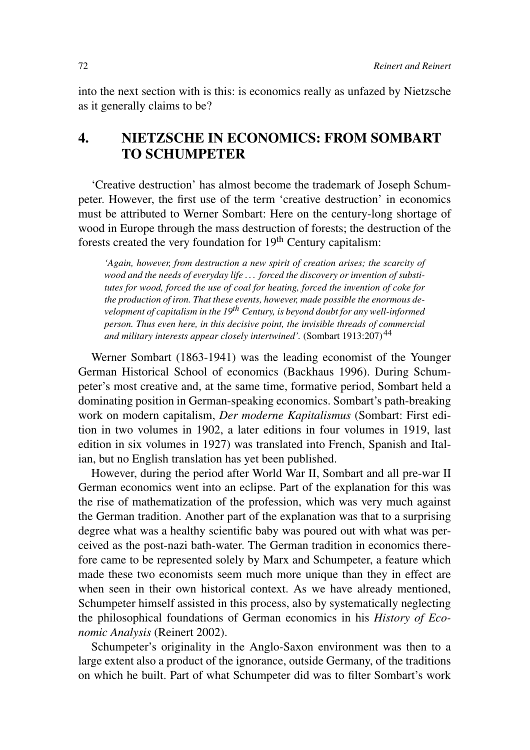into the next section with is this: is economics really as unfazed by Nietzsche as it generally claims to be?

## 4. NIETZSCHE IN ECONOMICS: FROM SOMBART TO SCHUMPETER

'Creative destruction' has almost become the trademark of Joseph Schumpeter. However, the first use of the term 'creative destruction' in economics must be attributed to Werner Sombart: Here on the century-long shortage of wood in Europe through the mass destruction of forests; the destruction of the forests created the very foundation for 19th Century capitalism:

> *'Again, however, from destruction a new spirit of creation arises; the scarcity of wood and the needs of everyday life ... forced the discovery or invention of substitutes for wood, forced the use of coal for heating, forced the invention of coke for the production of iron. That these events, however, made possible the enormous development of capitalism in the 19th Century, is beyond doubt for any well-informed person. Thus even here, in this decisive point, the invisible threads of commercial and military interests appear closely intertwined'.* (Sombart 1913:207)[44]

Werner Sombart (1863-1941) was the leading economist of the Younger German Historical School of economics (Backhaus 1996). During Schumpeter's most creative and, at the same time, formative period, Sombart held a dominating position in German-speaking economics. Sombart's path-breaking work on modern capitalism, *Der moderne Kapitalismus* (Sombart: First edition in two volumes in 1902, a later editions in four volumes in 1919, last edition in six volumes in 1927) was translated into French, Spanish and Italian, but no English translation has yet been published.

However, during the period after World War II, Sombart and all pre-war II German economics went into an eclipse. Part of the explanation for this was the rise of mathematization of the profession, which was very much against the German tradition. Another part of the explanation was that to a surprising degree what was a healthy scientific baby was poured out with what was perceived as the post-nazi bath-water. The German tradition in economics therefore came to be represented solely by Marx and Schumpeter, a feature which made these two economists seem much more unique than they in effect are when seen in their own historical context. As we have already mentioned, Schumpeter himself assisted in this process, also by systematically neglecting the philosophical foundations of German economics in his *History of Economic Analysis* (Reinert 2002).

Schumpeter's originality in the Anglo-Saxon environment was then to a large extent also a product of the ignorance, outside Germany, of the traditions on which he built. Part of what Schumpeter did was to filter Sombart's work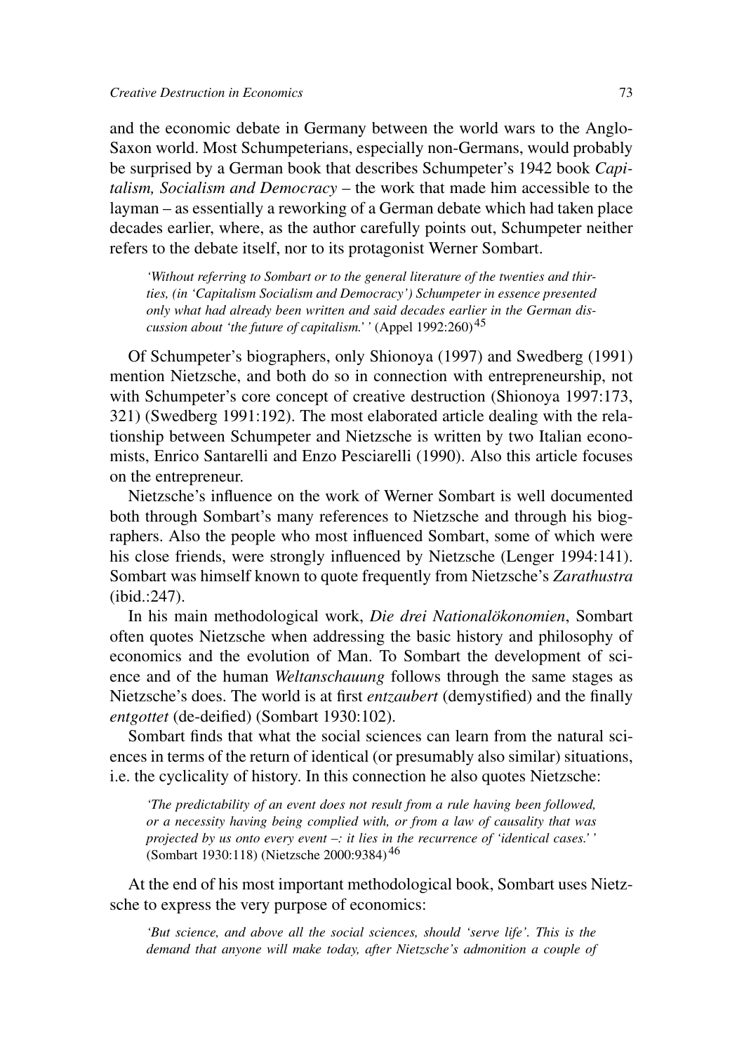and the economic debate in Germany between the world wars to the Anglo-Saxon world. Most Schumpeterians, especially non-Germans, would probably be surprised by a German book that describes Schumpeter's 1942 book *Capitalism, Socialism and Democracy* – the work that made him accessible to the layman – as essentially a reworking of a German debate which had taken place decades earlier, where, as the author carefully points out, Schumpeter neither refers to the debate itself, nor to its protagonist Werner Sombart.

> *'Without referring to Sombart or to the general literature of the twenties and thirties, (in 'Capitalism Socialism and Democracy') Schumpeter in essence presented only what had already been written and said decades earlier in the German discussion about 'the future of capitalism.''* (Appel 1992:260)[45]

Of Schumpeter's biographers, only Shionoya (1997) and Swedberg (1991) mention Nietzsche, and both do so in connection with entrepreneurship, not with Schumpeter's core concept of creative destruction (Shionoya 1997:173, 321) (Swedberg 1991:192). The most elaborated article dealing with the relationship between Schumpeter and Nietzsche is written by two Italian economists, Enrico Santarelli and Enzo Pesciarelli (1990). Also this article focuses on the entrepreneur.

Nietzsche's influence on the work of Werner Sombart is well documented both through Sombart's many references to Nietzsche and through his biographers. Also the people who most influenced Sombart, some of which were his close friends, were strongly influenced by Nietzsche (Lenger 1994:141). Sombart was himself known to quote frequently from Nietzsche's *Zarathustra* (ibid.:247).

In his main methodological work, *Die drei Nationalökonomien*, Sombart often quotes Nietzsche when addressing the basic history and philosophy of economics and the evolution of Man. To Sombart the development of science and of the human *Weltanschauung* follows through the same stages as Nietzsche's does. The world is at first *entzaubert* (demystified) and the finally *entgottet* (de-deified) (Sombart 1930:102).

Sombart finds that what the social sciences can learn from the natural sciences in terms of the return of identical (or presumably also similar) situations, i.e. the cyclicality of history. In this connection he also quotes Nietzsche:

> *'The predictability of an event does not result from a rule having been followed, or a necessity having being complied with, or from a law of causality that was projected by us onto every event –: it lies in the recurrence of 'identical cases.''* (Sombart 1930:118) (Nietzsche 2000:9384)[46]

At the end of his most important methodological book, Sombart uses Nietzsche to express the very purpose of economics:

> *'But science, and above all the social sciences, should 'serve life'. This is the demand that anyone will make today, after Nietzsche's admonition a couple of*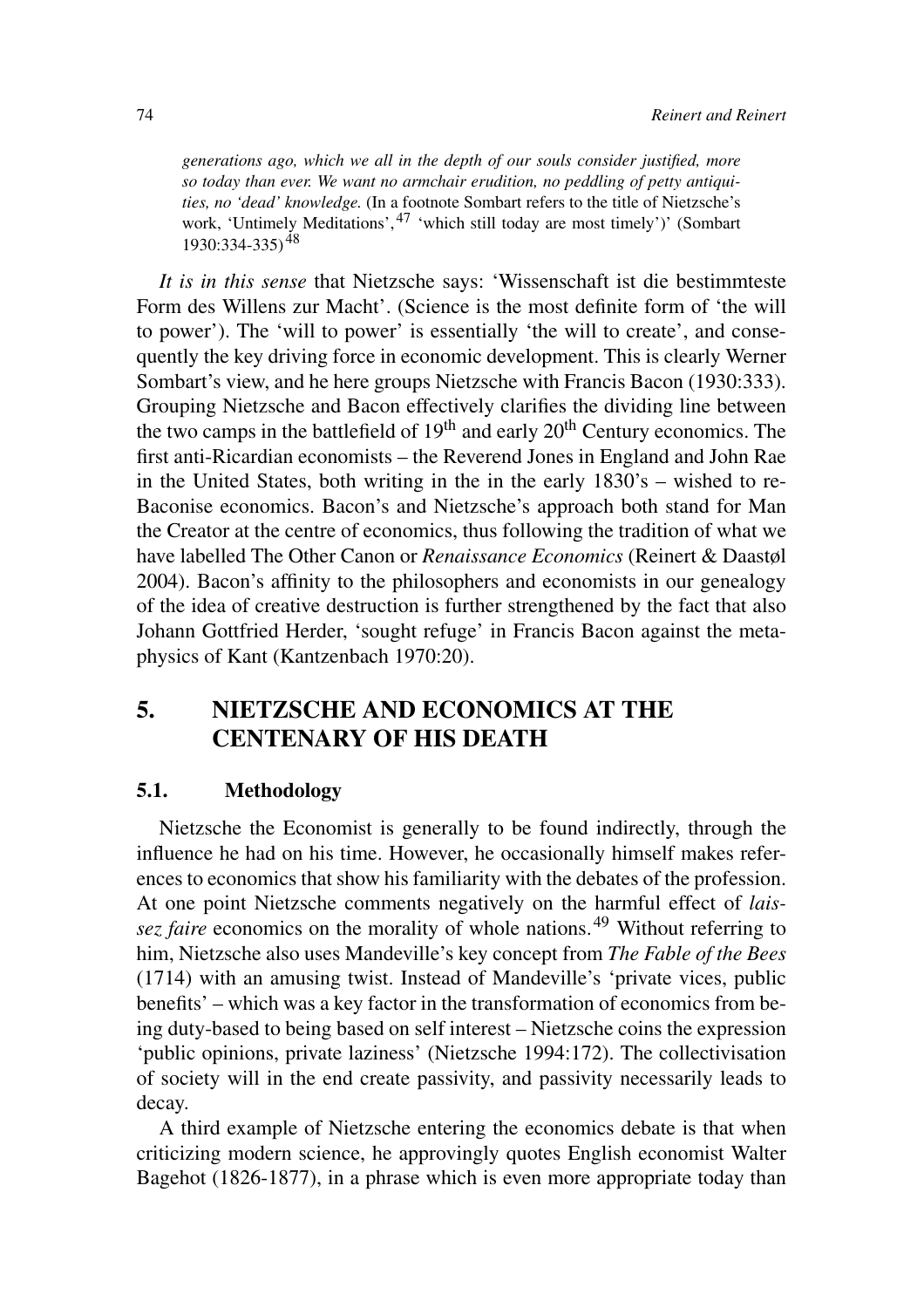> *generations ago, which we all in the depth of our souls consider justified, more so today than ever. We want no armchair erudition, no peddling of petty antiquities, no 'dead' knowledge.* (In a footnote Sombart refers to the title of Nietzsche's work, 'Untimely Meditations',[47] 'which still today are most timely')' (Sombart 1930:334-335)[48]

*It is in this sense* that Nietzsche says: 'Wissenschaft ist die bestimmteste Form des Willens zur Macht'. (Science is the most definite form of 'the will to power'). The 'will to power' is essentially 'the will to create', and consequently the key driving force in economic development. This is clearly Werner Sombart's view, and he here groups Nietzsche with Francis Bacon (1930:333). Grouping Nietzsche and Bacon effectively clarifies the dividing line between the two camps in the battlefield of 19th and early 20th Century economics. The first anti-Ricardian economists – the Reverend Jones in England and John Rae in the United States, both writing in the in the early 1830's – wished to re-Baconise economics. Bacon's and Nietzsche's approach both stand for Man the Creator at the centre of economics, thus following the tradition of what we have labelled The Other Canon or *Renaissance Economics* (Reinert & Daastøl 2004). Bacon's affinity to the philosophers and economists in our genealogy of the idea of creative destruction is further strengthened by the fact that also Johann Gottfried Herder, 'sought refuge' in Francis Bacon against the metaphysics of Kant (Kantzenbach 1970:20).

# 5. NIETZSCHE AND ECONOMICS AT THE CENTENARY OF HIS DEATH

## 5.1. Methodology

Nietzsche the Economist is generally to be found indirectly, through the influence he had on his time. However, he occasionally himself makes references to economics that show his familiarity with the debates of the profession. At one point Nietzsche comments negatively on the harmful effect of *laissez faire* economics on the morality of whole nations.[49] Without referring to him, Nietzsche also uses Mandeville's key concept from *The Fable of the Bees* (1714) with an amusing twist. Instead of Mandeville's 'private vices, public benefits' – which was a key factor in the transformation of economics from being duty-based to being based on self interest – Nietzsche coins the expression 'public opinions, private laziness' (Nietzsche 1994:172). The collectivisation of society will in the end create passivity, and passivity necessarily leads to decay.

A third example of Nietzsche entering the economics debate is that when criticizing modern science, he approvingly quotes English economist Walter Bagehot (1826-1877), in a phrase which is even more appropriate today than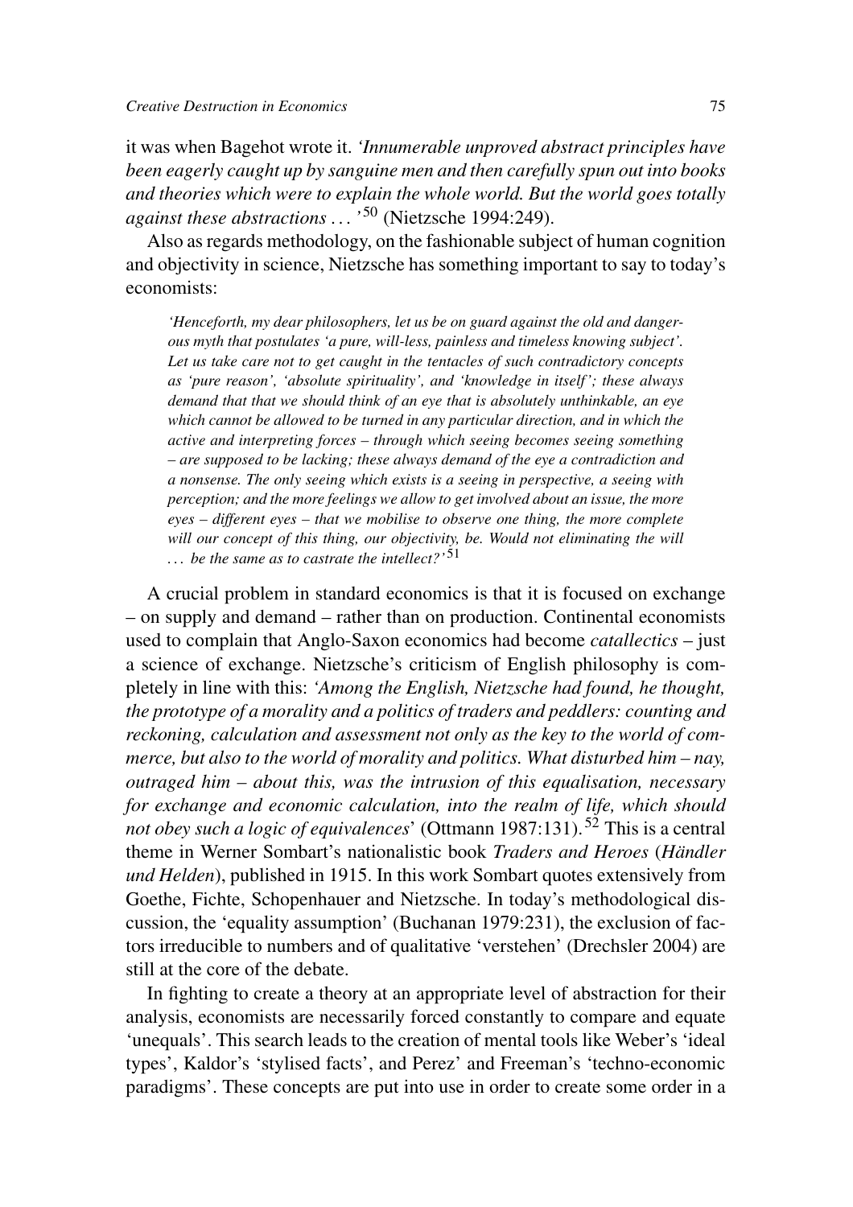it was when Bagehot wrote it. *'Innumerable unproved abstract principles have been eagerly caught up by sanguine men and then carefully spun out into books and theories which were to explain the whole world. But the world goes totally against these abstractions . . . '*[50] (Nietzsche 1994:249).

Also as regards methodology, on the fashionable subject of human cognition and objectivity in science, Nietzsche has something important to say to today's economists:

> *'Henceforth, my dear philosophers, let us be on guard against the old and dangerous myth that postulates 'a pure, will-less, painless and timeless knowing subject'. Let us take care not to get caught in the tentacles of such contradictory concepts as 'pure reason', 'absolute spirituality', and 'knowledge in itself'; these always demand that that we should think of an eye that is absolutely unthinkable, an eye which cannot be allowed to be turned in any particular direction, and in which the active and interpreting forces – through which seeing becomes seeing something – are supposed to be lacking; these always demand of the eye a contradiction and a nonsense. The only seeing which exists is a seeing in perspective, a seeing with perception; and the more feelings we allow to get involved about an issue, the more eyes – different eyes – that we mobilise to observe one thing, the more complete will our concept of this thing, our objectivity, be. Would not eliminating the will . . . be the same as to castrate the intellect?'*[51]

A crucial problem in standard economics is that it is focused on exchange – on supply and demand – rather than on production. Continental economists used to complain that Anglo-Saxon economics had become *catallectics* – just a science of exchange. Nietzsche's criticism of English philosophy is completely in line with this: *'Among the English, Nietzsche had found, he thought, the prototype of a morality and a politics of traders and peddlers: counting and reckoning, calculation and assessment not only as the key to the world of commerce, but also to the world of morality and politics. What disturbed him – nay, outraged him – about this, was the intrusion of this equalisation, necessary for exchange and economic calculation, into the realm of life, which should not obey such a logic of equivalences*' (Ottmann 1987:131).[52] This is a central theme in Werner Sombart's nationalistic book *Traders and Heroes* (*Händler und Helden*), published in 1915. In this work Sombart quotes extensively from Goethe, Fichte, Schopenhauer and Nietzsche. In today's methodological discussion, the 'equality assumption' (Buchanan 1979:231), the exclusion of factors irreducible to numbers and of qualitative 'verstehen' (Drechsler 2004) are still at the core of the debate.

In fighting to create a theory at an appropriate level of abstraction for their analysis, economists are necessarily forced constantly to compare and equate 'unequals'. This search leads to the creation of mental tools like Weber's 'ideal types', Kaldor's 'stylised facts', and Perez' and Freeman's 'techno-economic paradigms'. These concepts are put into use in order to create some order in a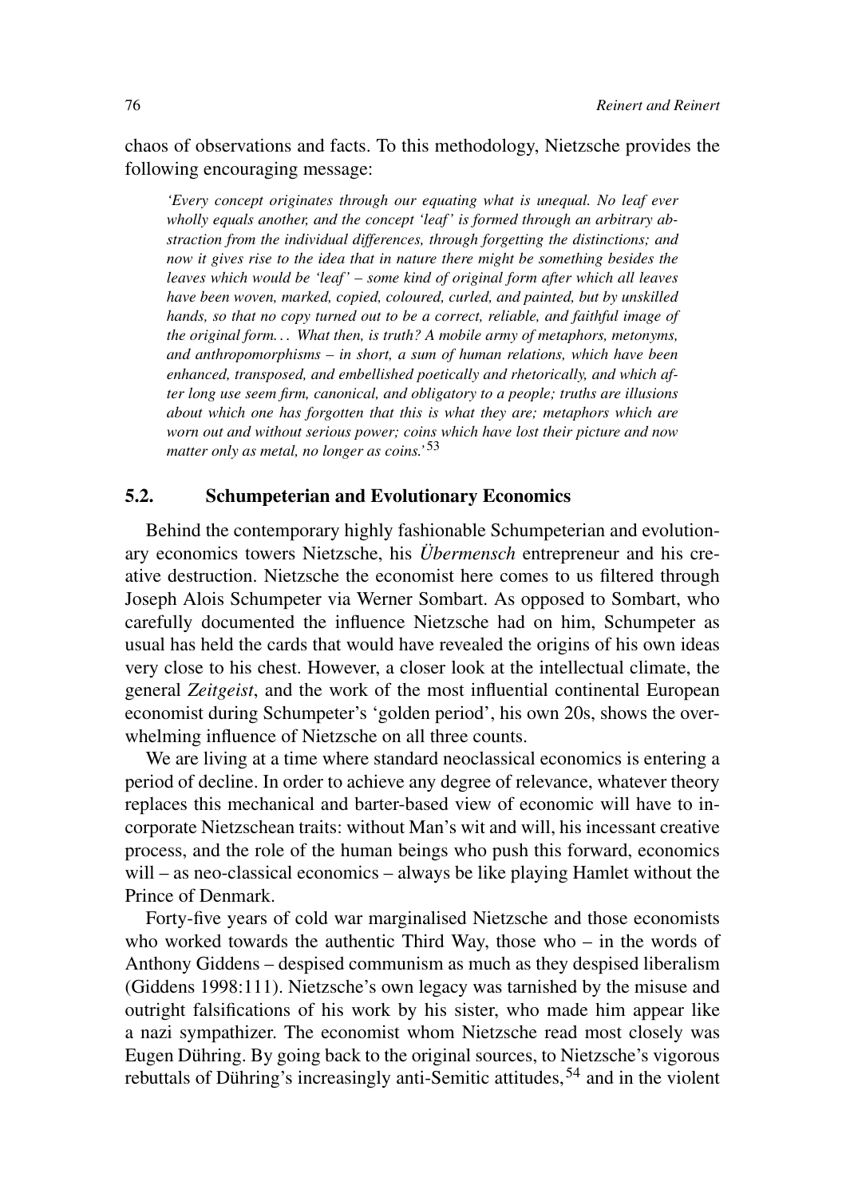chaos of observations and facts. To this methodology, Nietzsche provides the following encouraging message:

> *'Every concept originates through our equating what is unequal. No leaf ever wholly equals another, and the concept 'leaf' is formed through an arbitrary abstraction from the individual differences, through forgetting the distinctions; and now it gives rise to the idea that in nature there might be something besides the leaves which would be 'leaf' – some kind of original form after which all leaves have been woven, marked, copied, coloured, curled, and painted, but by unskilled hands, so that no copy turned out to be a correct, reliable, and faithful image of the original form... What then, is truth? A mobile army of metaphors, metonyms, and anthropomorphisms – in short, a sum of human relations, which have been enhanced, transposed, and embellished poetically and rhetorically, and which after long use seem firm, canonical, and obligatory to a people; truths are illusions about which one has forgotten that this is what they are; metaphors which are worn out and without serious power; coins which have lost their picture and now matter only as metal, no longer as coins.'*[53]

## 5.2. Schumpeterian and Evolutionary Economics

Behind the contemporary highly fashionable Schumpeterian and evolutionary economics towers Nietzsche, his *Übermensch* entrepreneur and his creative destruction. Nietzsche the economist here comes to us filtered through Joseph Alois Schumpeter via Werner Sombart. As opposed to Sombart, who carefully documented the influence Nietzsche had on him, Schumpeter as usual has held the cards that would have revealed the origins of his own ideas very close to his chest. However, a closer look at the intellectual climate, the general *Zeitgeist*, and the work of the most influential continental European economist during Schumpeter's 'golden period', his own 20s, shows the overwhelming influence of Nietzsche on all three counts.

We are living at a time where standard neoclassical economics is entering a period of decline. In order to achieve any degree of relevance, whatever theory replaces this mechanical and barter-based view of economic will have to incorporate Nietzschean traits: without Man's wit and will, his incessant creative process, and the role of the human beings who push this forward, economics will – as neo-classical economics – always be like playing Hamlet without the Prince of Denmark.

Forty-five years of cold war marginalised Nietzsche and those economists who worked towards the authentic Third Way, those who – in the words of Anthony Giddens – despised communism as much as they despised liberalism (Giddens 1998:111). Nietzsche's own legacy was tarnished by the misuse and outright falsifications of his work by his sister, who made him appear like a nazi sympathizer. The economist whom Nietzsche read most closely was Eugen Dühring. By going back to the original sources, to Nietzsche's vigorous rebuttals of Dühring's increasingly anti-Semitic attitudes,[54] and in the violent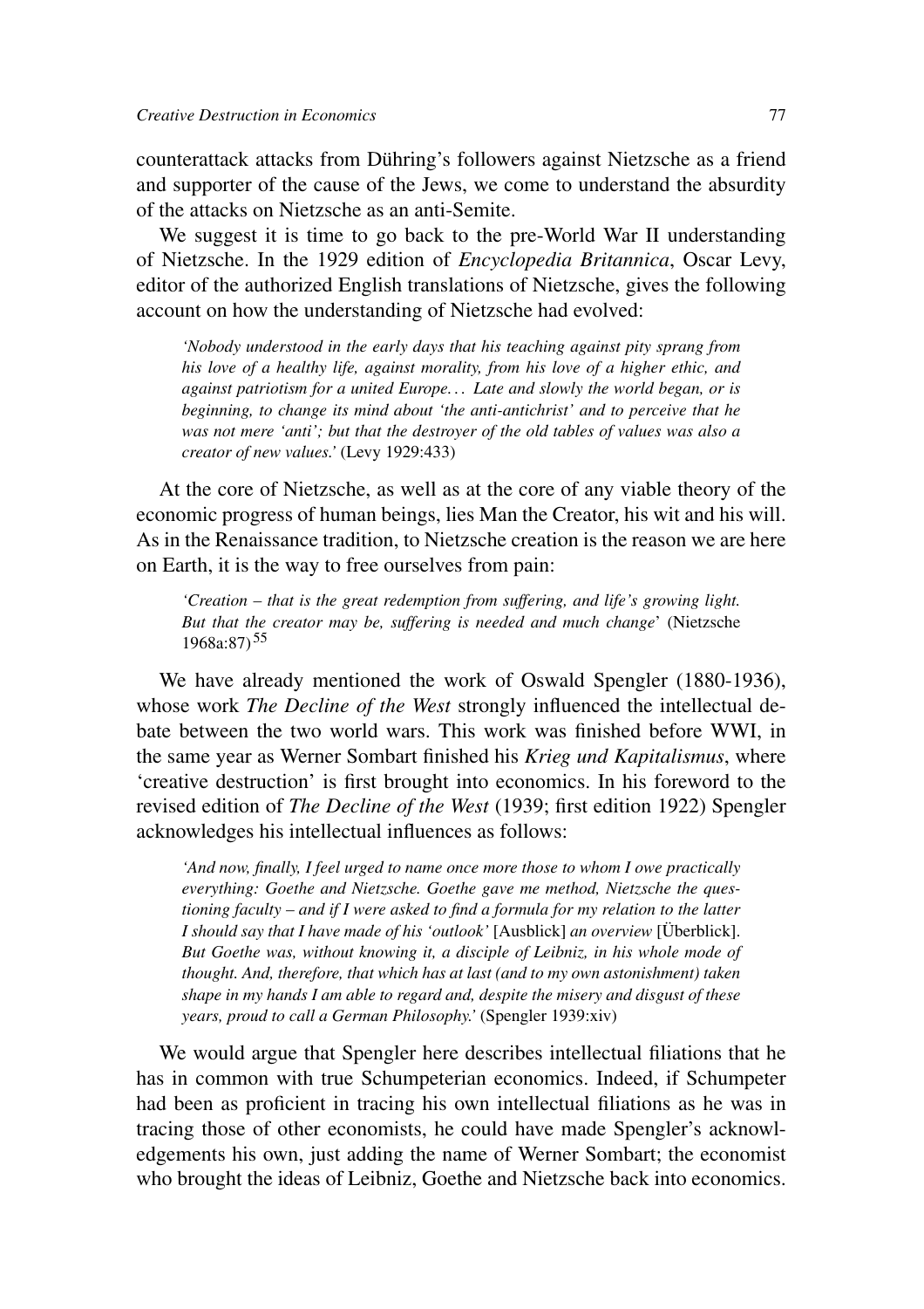counterattack attacks from Dühring's followers against Nietzsche as a friend and supporter of the cause of the Jews, we come to understand the absurdity of the attacks on Nietzsche as an anti-Semite.

We suggest it is time to go back to the pre-World War II understanding of Nietzsche. In the 1929 edition of *Encyclopedia Britannica*, Oscar Levy, editor of the authorized English translations of Nietzsche, gives the following account on how the understanding of Nietzsche had evolved:

> *'Nobody understood in the early days that his teaching against pity sprang from his love of a healthy life, against morality, from his love of a higher ethic, and against patriotism for a united Europe… Late and slowly the world began, or is beginning, to change its mind about 'the anti-antichrist' and to perceive that he was not mere 'anti'; but that the destroyer of the old tables of values was also a creator of new values.'* (Levy 1929:433)

At the core of Nietzsche, as well as at the core of any viable theory of the economic progress of human beings, lies Man the Creator, his wit and his will. As in the Renaissance tradition, to Nietzsche creation is the reason we are here on Earth, it is the way to free ourselves from pain:

> *'Creation – that is the great redemption from suffering, and life's growing light. But that the creator may be, suffering is needed and much change'* (Nietzsche 1968a:87)[55]

We have already mentioned the work of Oswald Spengler (1880-1936), whose work *The Decline of the West* strongly influenced the intellectual debate between the two world wars. This work was finished before WWI, in the same year as Werner Sombart finished his *Krieg und Kapitalismus*, where 'creative destruction' is first brought into economics. In his foreword to the revised edition of *The Decline of the West* (1939; first edition 1922) Spengler acknowledges his intellectual influences as follows:

> *'And now, finally, I feel urged to name once more those to whom I owe practically everything: Goethe and Nietzsche. Goethe gave me method, Nietzsche the questioning faculty – and if I were asked to find a formula for my relation to the latter I should say that I have made of his 'outlook'* [Ausblick] *an overview* [Überblick]. *But Goethe was, without knowing it, a disciple of Leibniz, in his whole mode of thought. And, therefore, that which has at last (and to my own astonishment) taken shape in my hands I am able to regard and, despite the misery and disgust of these years, proud to call a German Philosophy.'* (Spengler 1939:xiv)

We would argue that Spengler here describes intellectual filiations that he has in common with true Schumpeterian economics. Indeed, if Schumpeter had been as proficient in tracing his own intellectual filiations as he was in tracing those of other economists, he could have made Spengler's acknowledgements his own, just adding the name of Werner Sombart; the economist who brought the ideas of Leibniz, Goethe and Nietzsche back into economics.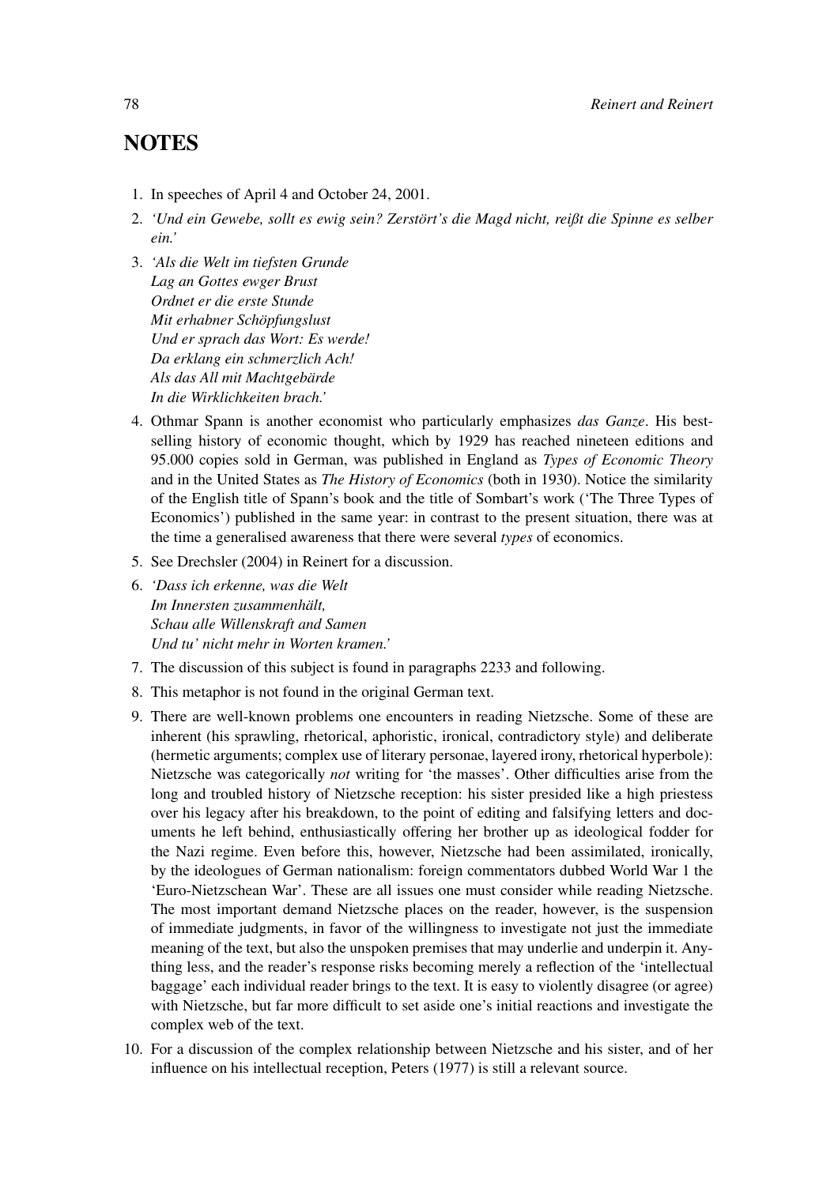## NOTES

1. In speeches of April 4 and October 24, 2001.
2. *'Und ein Gewebe, sollt es ewig sein? Zerstört's die Magd nicht, reißt die Spinne es selber ein.'*
3. *'Als die Welt im tiefsten Grunde*  
   *Lag an Gottes ewger Brust*  
   *Ordnet er die erste Stunde*  
   *Mit erhabner Schöpfungslust*  
   *Und er sprach das Wort: Es werde!*  
   *Da erklang ein schmerzlich Ach!*  
   *Als das All mit Machtgebärde*  
   *In die Wirklichkeiten brach.'*
4. Othmar Spann is another economist who particularly emphasizes *das Ganze*. His best-selling history of economic thought, which by 1929 has reached nineteen editions and 95.000 copies sold in German, was published in England as *Types of Economic Theory* and in the United States as *The History of Economics* (both in 1930). Notice the similarity of the English title of Spann's book and the title of Sombart's work ('The Three Types of Economics') published in the same year: in contrast to the present situation, there was at the time a generalised awareness that there were several *types* of economics.
5. See Drechsler (2004) in Reinert for a discussion.
6. *'Dass ich erkenne, was die Welt*  
   *Im Innersten zusammenhält,*  
   *Schau alle Willenskraft and Samen*  
   *Und tu' nicht mehr in Worten kramen.'*
7. The discussion of this subject is found in paragraphs 2233 and following.
8. This metaphor is not found in the original German text.
9. There are well-known problems one encounters in reading Nietzsche. Some of these are inherent (his sprawling, rhetorical, aphoristic, ironical, contradictory style) and deliberate (hermetic arguments; complex use of literary personae, layered irony, rhetorical hyperbole): Nietzsche was categorically *not* writing for 'the masses'. Other difficulties arise from the long and troubled history of Nietzsche reception: his sister presided like a high priestess over his legacy after his breakdown, to the point of editing and falsifying letters and documents he left behind, enthusiastically offering her brother up as ideological fodder for the Nazi regime. Even before this, however, Nietzsche had been assimilated, ironically, by the ideologues of German nationalism: foreign commentators dubbed World War 1 the 'Euro-Nietzschean War'. These are all issues one must consider while reading Nietzsche. The most important demand Nietzsche places on the reader, however, is the suspension of immediate judgments, in favor of the willingness to investigate not just the immediate meaning of the text, but also the unspoken premises that may underlie and underpin it. Anything less, and the reader's response risks becoming merely a reflection of the 'intellectual baggage' each individual reader brings to the text. It is easy to violently disagree (or agree) with Nietzsche, but far more difficult to set aside one's initial reactions and investigate the complex web of the text.
10. For a discussion of the complex relationship between Nietzsche and his sister, and of her influence on his intellectual reception, Peters (1977) is still a relevant source.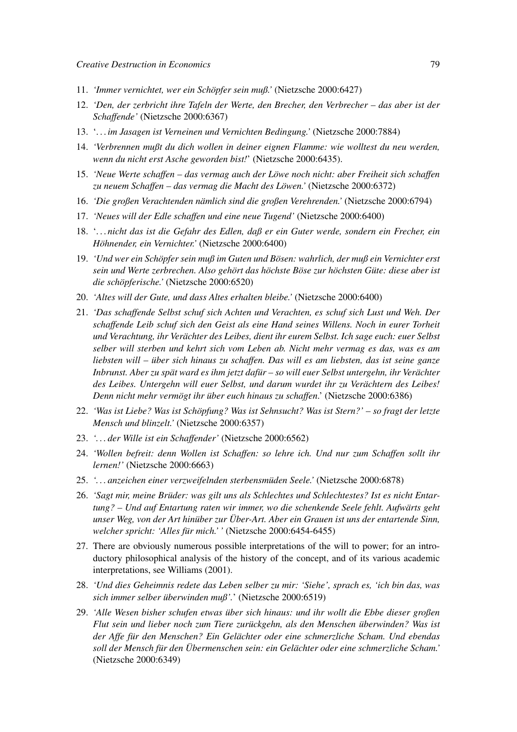11. *'Immer vernichtet, wer ein Schöpfer sein muß.'* (Nietzsche 2000:6427)
12. *'Den, der zerbricht ihre Tafeln der Werte, den Brecher, den Verbrecher – das aber ist der Schaffende'* (Nietzsche 2000:6367)
13. '*...im Jasagen ist Verneinen und Vernichten Bedingung.*' (Nietzsche 2000:7884)
14. *'Verbrennen mußt du dich wollen in deiner eignen Flamme: wie wolltest du neu werden, wenn du nicht erst Asche geworden bist!'* (Nietzsche 2000:6435).
15. *'Neue Werte schaffen – das vermag auch der Löwe noch nicht: aber Freiheit sich schaffen zu neuem Schaffen – das vermag die Macht des Löwen.'* (Nietzsche 2000:6372)
16. *'Die großen Verachtenden nämlich sind die großen Verehrenden.'* (Nietzsche 2000:6794)
17. *'Neues will der Edle schaffen und eine neue Tugend'* (Nietzsche 2000:6400)
18. '*...nicht das ist die Gefahr des Edlen, daß er ein Guter werde, sondern ein Frecher, ein Höhnender, ein Vernichter.*' (Nietzsche 2000:6400)
19. *'Und wer ein Schöpfer sein muß im Guten und Bösen: wahrlich, der muß ein Vernichter erst sein und Werte zerbrechen. Also gehört das höchste Böse zur höchsten Güte: diese aber ist die schöpferische.'* (Nietzsche 2000:6520)
20. *'Altes will der Gute, und dass Altes erhalten bleibe.'* (Nietzsche 2000:6400)
21. *'Das schaffende Selbst schuf sich Achten und Verachten, es schuf sich Lust und Weh. Der schaffende Leib schuf sich den Geist als eine Hand seines Willens. Noch in eurer Torheit und Verachtung, ihr Verächter des Leibes, dient ihr eurem Selbst. Ich sage euch: euer Selbst selber will sterben und kehrt sich vom Leben ab. Nicht mehr vermag es das, was es am liebsten will – über sich hinaus zu schaffen. Das will es am liebsten, das ist seine ganze Inbrunst. Aber zu spät ward es ihm jetzt dafür – so will euer Selbst untergehn, ihr Verächter des Leibes. Untergehn will euer Selbst, und darum wurdet ihr zu Verächtern des Leibes! Denn nicht mehr vermögt ihr über euch hinaus zu schaffen.*' (Nietzsche 2000:6386)
22. *'Was ist Liebe? Was ist Schöpfung? Was ist Sehnsucht? Was ist Stern?' – so fragt der letzte Mensch und blinzelt.'* (Nietzsche 2000:6357)
23. *'...der Wille ist ein Schaffender'* (Nietzsche 2000:6562)
24. *'Wollen befreit: denn Wollen ist Schaffen: so lehre ich. Und nur zum Schaffen sollt ihr lernen!'* (Nietzsche 2000:6663)
25. *'...anzeichen einer verzweifelnden sterbensmüden Seele.'* (Nietzsche 2000:6878)
26. *'Sagt mir, meine Brüder: was gilt uns als Schlechtes und Schlechtestes? Ist es nicht Entartung? – Und auf Entartung raten wir immer, wo die schenkende Seele fehlt. Aufwärts geht unser Weg, von der Art hinüber zur Über-Art. Aber ein Grauen ist uns der entartende Sinn, welcher spricht: 'Alles für mich.' '* (Nietzsche 2000:6454-6455)
27. There are obviously numerous possible interpretations of the will to power; for an introductory philosophical analysis of the history of the concept, and of its various academic interpretations, see Williams (2001).
28. *'Und dies Geheimnis redete das Leben selber zu mir: 'Siehe', sprach es, 'ich bin das, was sich immer selber überwinden muß'.*' (Nietzsche 2000:6519)
29. *'Alle Wesen bisher schufen etwas über sich hinaus: und ihr wollt die Ebbe dieser großen Flut sein und lieber noch zum Tiere zurückgehn, als den Menschen überwinden? Was ist der Affe für den Menschen? Ein Gelächter oder eine schmerzliche Scham. Und ebendas soll der Mensch für den Übermenschen sein: ein Gelächter oder eine schmerzliche Scham.'* (Nietzsche 2000:6349)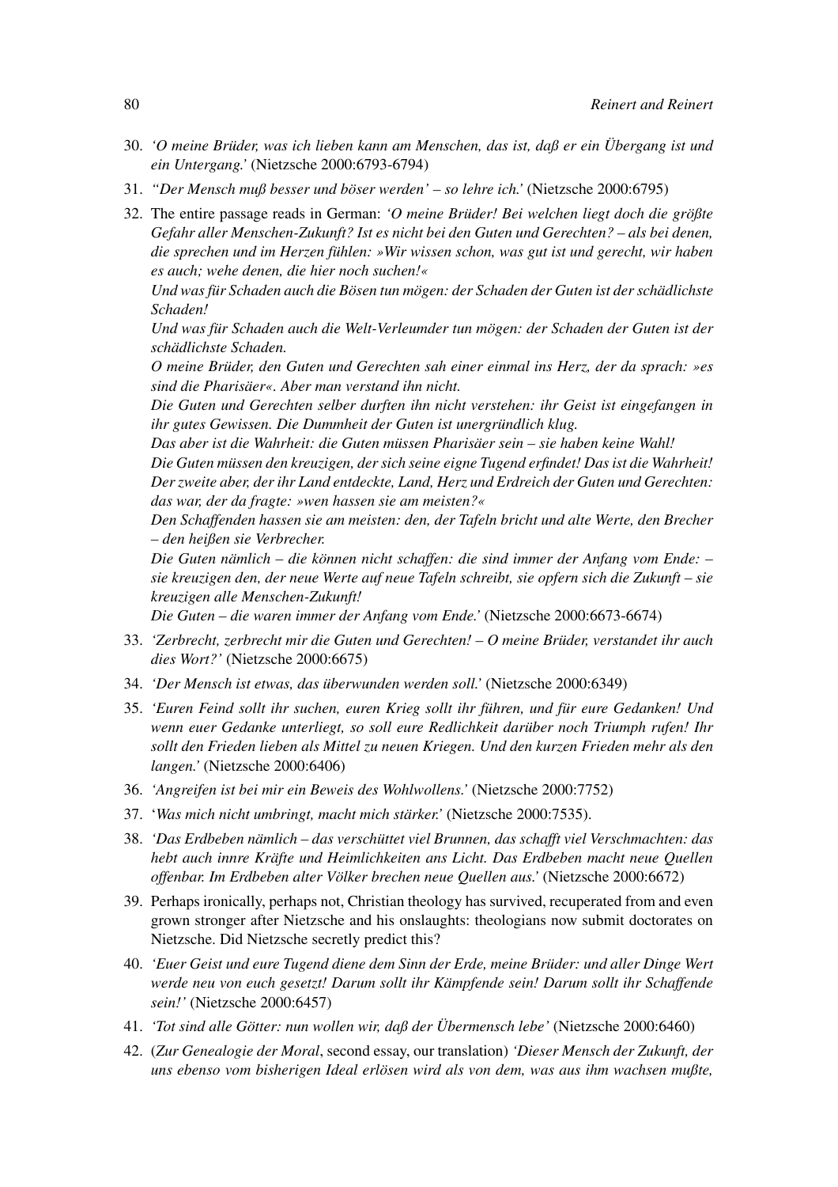30. *'O meine Brüder, was ich lieben kann am Menschen, das ist, daß er ein Übergang ist und ein Untergang.'* (Nietzsche 2000:6793-6794)
31. *"Der Mensch muß besser und böser werden' – so lehre ich.'* (Nietzsche 2000:6795)
32. The entire passage reads in German: *'O meine Brüder! Bei welchen liegt doch die größte Gefahr aller Menschen-Zukunft? Ist es nicht bei den Guten und Gerechten? – als bei denen, die sprechen und im Herzen fühlen: »Wir wissen schon, was gut ist und gerecht, wir haben es auch; wehe denen, die hier noch suchen!«*
   *Und was für Schaden auch die Bösen tun mögen: der Schaden der Guten ist der schädlichste Schaden!*
   *Und was für Schaden auch die Welt-Verleumder tun mögen: der Schaden der Guten ist der schädlichste Schaden.*
   *O meine Brüder, den Guten und Gerechten sah einer einmal ins Herz, der da sprach: »es sind die Pharisäer«. Aber man verstand ihn nicht.*
   *Die Guten und Gerechten selber durften ihn nicht verstehen: ihr Geist ist eingefangen in ihr gutes Gewissen. Die Dummheit der Guten ist unergründlich klug.*
   *Das aber ist die Wahrheit: die Guten müssen Pharisäer sein – sie haben keine Wahl!*
   *Die Guten müssen den kreuzigen, der sich seine eigne Tugend erfindet! Das ist die Wahrheit!*
   *Der zweite aber, der ihr Land entdeckte, Land, Herz und Erdreich der Guten und Gerechten: das war, der da fragte: »wen hassen sie am meisten?«*
   *Den Schaffenden hassen sie am meisten: den, der Tafeln bricht und alte Werte, den Brecher – den heißen sie Verbrecher.*
   *Die Guten nämlich – die können nicht schaffen: die sind immer der Anfang vom Ende: – sie kreuzigen den, der neue Werte auf neue Tafeln schreibt, sie opfern sich die Zukunft – sie kreuzigen alle Menschen-Zukunft!*
   *Die Guten – die waren immer der Anfang vom Ende.'* (Nietzsche 2000:6673-6674)
33. *'Zerbrecht, zerbrecht mir die Guten und Gerechten! – O meine Brüder, verstandet ihr auch dies Wort?'* (Nietzsche 2000:6675)
34. *'Der Mensch ist etwas, das überwunden werden soll.'* (Nietzsche 2000:6349)
35. *'Euren Feind sollt ihr suchen, euren Krieg sollt ihr führen, und für eure Gedanken! Und wenn euer Gedanke unterliegt, so soll eure Redlichkeit darüber noch Triumph rufen! Ihr sollt den Frieden lieben als Mittel zu neuen Kriegen. Und den kurzen Frieden mehr als den langen.'* (Nietzsche 2000:6406)
36. *'Angreifen ist bei mir ein Beweis des Wohlwollens.'* (Nietzsche 2000:7752)
37. '*Was mich nicht umbringt, macht mich stärker.'* (Nietzsche 2000:7535).
38. *'Das Erdbeben nämlich – das verschüttet viel Brunnen, das schafft viel Verschmachten: das hebt auch innre Kräfte und Heimlichkeiten ans Licht. Das Erdbeben macht neue Quellen offenbar. Im Erdbeben alter Völker brechen neue Quellen aus.'* (Nietzsche 2000:6672)
39. Perhaps ironically, perhaps not, Christian theology has survived, recuperated from and even grown stronger after Nietzsche and his onslaughts: theologians now submit doctorates on Nietzsche. Did Nietzsche secretly predict this?
40. *'Euer Geist und eure Tugend diene dem Sinn der Erde, meine Brüder: und aller Dinge Wert werde neu von euch gesetzt! Darum sollt ihr Kämpfende sein! Darum sollt ihr Schaffende sein!'* (Nietzsche 2000:6457)
41. *'Tot sind alle Götter: nun wollen wir, daß der Übermensch lebe'* (Nietzsche 2000:6460)
42. (*Zur Genealogie der Moral*, second essay, our translation) *'Dieser Mensch der Zukunft, der uns ebenso vom bisherigen Ideal erlösen wird als von dem, was aus ihm wachsen mußte,*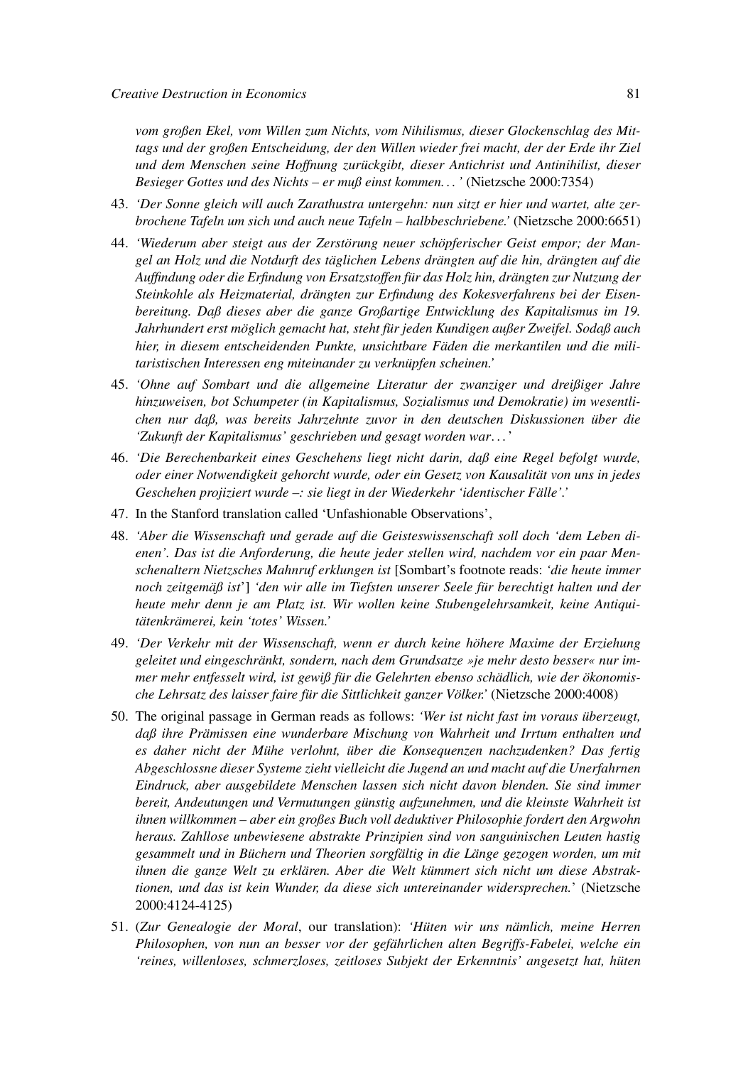*vom großen Ekel, vom Willen zum Nichts, vom Nihilismus, dieser Glockenschlag des Mittags und der großen Entscheidung, der den Willen wieder frei macht, der der Erde ihr Ziel und dem Menschen seine Hoffnung zurückgibt, dieser Antichrist und Antinihilist, dieser Besieger Gottes und des Nichts – er muß einst kommen. . . '* (Nietzsche 2000:7354)

43. *'Der Sonne gleich will auch Zarathustra untergehn: nun sitzt er hier und wartet, alte zerbrochene Tafeln um sich und auch neue Tafeln – halbbeschriebene.'* (Nietzsche 2000:6651)

44. *'Wiederum aber steigt aus der Zerstörung neuer schöpferischer Geist empor; der Mangel an Holz und die Notdurft des täglichen Lebens drängten auf die hin, drängten auf die Auffindung oder die Erfindung von Ersatzstoffen für das Holz hin, drängten zur Nutzung der Steinkohle als Heizmaterial, drängten zur Erfindung des Kokesverfahrens bei der Eisenbereitung. Daß dieses aber die ganze Großartige Entwicklung des Kapitalismus im 19. Jahrhundert erst möglich gemacht hat, steht für jeden Kundigen außer Zweifel. Sodaß auch hier, in diesem entscheidenden Punkte, unsichtbare Fäden die merkantilen und die militaristischen Interessen eng miteinander zu verknüpfen scheinen.'*

45. *'Ohne auf Sombart und die allgemeine Literatur der zwanziger und dreißiger Jahre hinzuweisen, bot Schumpeter (in Kapitalismus, Sozialismus und Demokratie) im wesentlichen nur daß, was bereits Jahrzehnte zuvor in den deutschen Diskussionen über die 'Zukunft der Kapitalismus' geschrieben und gesagt worden war. . . '*

46. *'Die Berechenbarkeit eines Geschehens liegt nicht darin, daß eine Regel befolgt wurde, oder einer Notwendigkeit gehorcht wurde, oder ein Gesetz von Kausalität von uns in jedes Geschehen projiziert wurde –: sie liegt in der Wiederkehr 'identischer Fälle'.'*

47. In the Stanford translation called 'Unfashionable Observations',

48. *'Aber die Wissenschaft und gerade auf die Geisteswissenschaft soll doch 'dem Leben dienen'. Das ist die Anforderung, die heute jeder stellen wird, nachdem vor ein paar Menschenaltern Nietzsches Mahnruf erklungen ist* [Sombart's footnote reads: *'die heute immer noch zeitgemäß ist'*] *'den wir alle im Tiefsten unserer Seele für berechtigt halten und der heute mehr denn je am Platz ist. Wir wollen keine Stubengelehrsamkeit, keine Antiquitätenkrämerei, kein 'totes' Wissen.'*

49. *'Der Verkehr mit der Wissenschaft, wenn er durch keine höhere Maxime der Erziehung geleitet und eingeschränkt, sondern, nach dem Grundsatze »je mehr desto besser« nur immer mehr entfesselt wird, ist gewiß für die Gelehrten ebenso schädlich, wie der ökonomische Lehrsatz des laisser faire für die Sittlichkeit ganzer Völker.'* (Nietzsche 2000:4008)

50. The original passage in German reads as follows: *'Wer ist nicht fast im voraus überzeugt, daß ihre Prämissen eine wunderbare Mischung von Wahrheit und Irrtum enthalten und es daher nicht der Mühe verlohnt, über die Konsequenzen nachzudenken? Das fertig Abgeschlossne dieser Systeme zieht vielleicht die Jugend an und macht auf die Unerfahrnen Eindruck, aber ausgebildete Menschen lassen sich nicht davon blenden. Sie sind immer bereit, Andeutungen und Vermutungen günstig aufzunehmen, und die kleinste Wahrheit ist ihnen willkommen – aber ein großes Buch voll deduktiver Philosophie fordert den Argwohn heraus. Zahllose unbewiesene abstrakte Prinzipien sind von sanguinischen Leuten hastig gesammelt und in Büchern und Theorien sorgfältig in die Länge gezogen worden, um mit ihnen die ganze Welt zu erklären. Aber die Welt kümmert sich nicht um diese Abstraktionen, und das ist kein Wunder, da diese sich untereinander widersprechen.'* (Nietzsche 2000:4124-4125)

51. (*Zur Genealogie der Moral*, our translation): *'Hüten wir uns nämlich, meine Herren Philosophen, von nun an besser vor der gefährlichen alten Begriffs-Fabelei, welche ein 'reines, willenloses, schmerzloses, zeitloses Subjekt der Erkenntnis' angesetzt hat, hüten*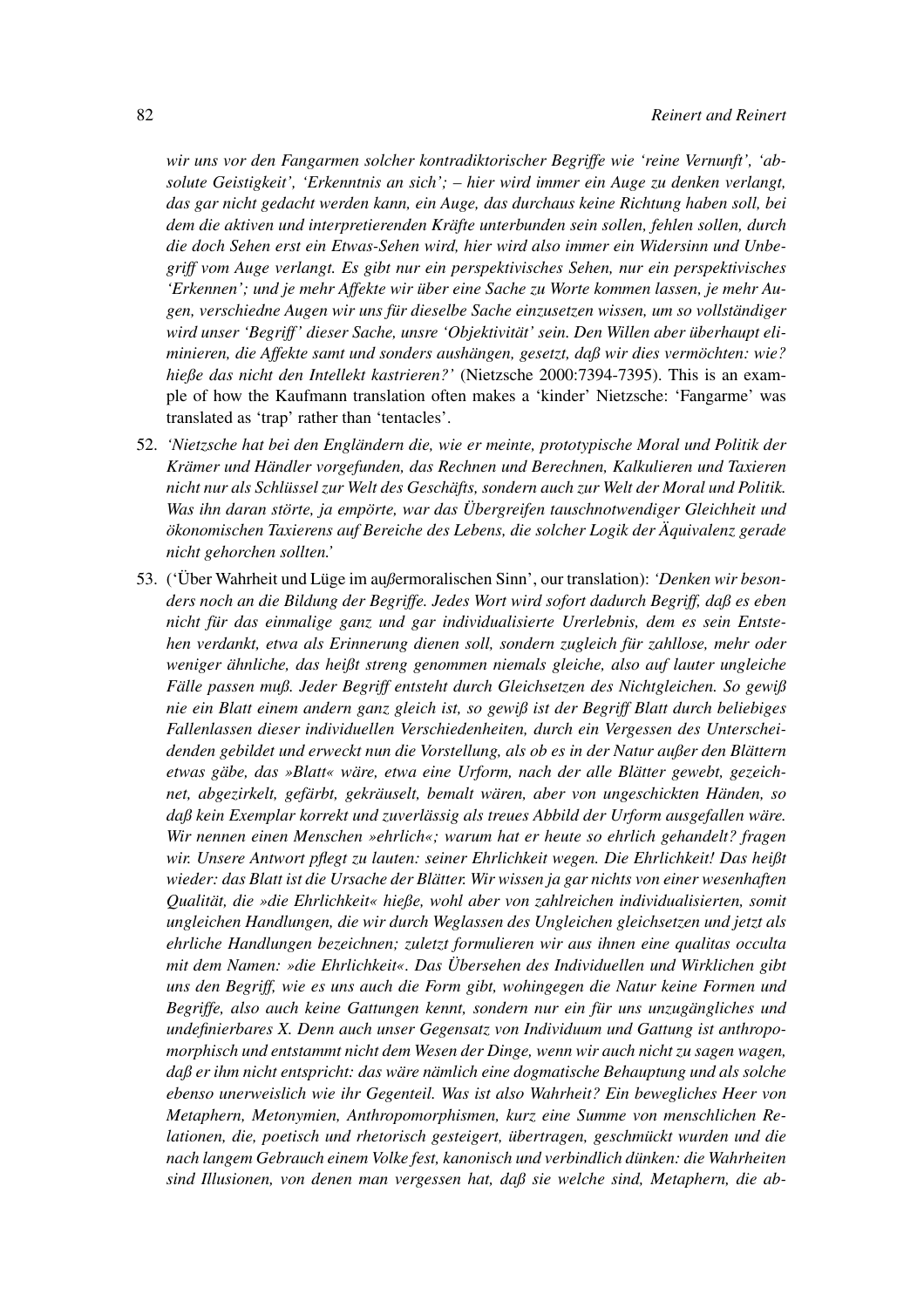*wir uns vor den Fangarmen solcher kontradiktorischer Begriffe wie 'reine Vernunft', 'absolute Geistigkeit', 'Erkenntnis an sich'; – hier wird immer ein Auge zu denken verlangt, das gar nicht gedacht werden kann, ein Auge, das durchaus keine Richtung haben soll, bei dem die aktiven und interpretierenden Kräfte unterbunden sein sollen, fehlen sollen, durch die doch Sehen erst ein Etwas-Sehen wird, hier wird also immer ein Widersinn und Unbegriff vom Auge verlangt. Es gibt nur ein perspektivisches Sehen, nur ein perspektivisches 'Erkennen'; und je mehr Affekte wir über eine Sache zu Worte kommen lassen, je mehr Augen, verschiedne Augen wir uns für dieselbe Sache einzusetzen wissen, um so vollständiger wird unser 'Begriff' dieser Sache, unsre 'Objektivität' sein. Den Willen aber überhaupt eliminieren, die Affekte samt und sonders aushängen, gesetzt, daß wir dies vermöchten: wie? hieße das nicht den Intellekt kastrieren?'* (Nietzsche 2000:7394-7395). This is an example of how the Kaufmann translation often makes a 'kinder' Nietzsche: 'Fangarme' was translated as 'trap' rather than 'tentacles'.

52. *'Nietzsche hat bei den Engländern die, wie er meinte, prototypische Moral und Politik der Krämer und Händler vorgefunden, das Rechnen und Berechnen, Kalkulieren und Taxieren nicht nur als Schlüssel zur Welt des Geschäfts, sondern auch zur Welt der Moral und Politik. Was ihn daran störte, ja empörte, war das Übergreifen tauschnotwendiger Gleichheit und ökonomischen Taxierens auf Bereiche des Lebens, die solcher Logik der Äquivalenz gerade nicht gehorchen sollten.'*

53. ('Über Wahrheit und Lüge im au*ß*ermoralischen Sinn', our translation): *'Denken wir besonders noch an die Bildung der Begriffe. Jedes Wort wird sofort dadurch Begriff, daß es eben nicht für das einmalige ganz und gar individualisierte Urerlebnis, dem es sein Entstehen verdankt, etwa als Erinnerung dienen soll, sondern zugleich für zahllose, mehr oder weniger ähnliche, das heißt streng genommen niemals gleiche, also auf lauter ungleiche Fälle passen muß. Jeder Begriff entsteht durch Gleichsetzen des Nichtgleichen. So gewiß nie ein Blatt einem andern ganz gleich ist, so gewiß ist der Begriff Blatt durch beliebiges Fallenlassen dieser individuellen Verschiedenheiten, durch ein Vergessen des Unterscheidenden gebildet und erweckt nun die Vorstellung, als ob es in der Natur außer den Blättern etwas gäbe, das »Blatt« wäre, etwa eine Urform, nach der alle Blätter gewebt, gezeichnet, abgezirkelt, gefärbt, gekräuselt, bemalt wären, aber von ungeschickten Händen, so daß kein Exemplar korrekt und zuverlässig als treues Abbild der Urform ausgefallen wäre. Wir nennen einen Menschen »ehrlich«; warum hat er heute so ehrlich gehandelt? fragen wir. Unsere Antwort pflegt zu lauten: seiner Ehrlichkeit wegen. Die Ehrlichkeit! Das heißt wieder: das Blatt ist die Ursache der Blätter. Wir wissen ja gar nichts von einer wesenhaften Qualität, die »die Ehrlichkeit« hieße, wohl aber von zahlreichen individualisierten, somit ungleichen Handlungen, die wir durch Weglassen des Ungleichen gleichsetzen und jetzt als ehrliche Handlungen bezeichnen; zuletzt formulieren wir aus ihnen eine qualitas occulta mit dem Namen: »die Ehrlichkeit«. Das Übersehen des Individuellen und Wirklichen gibt uns den Begriff, wie es uns auch die Form gibt, wohingegen die Natur keine Formen und Begriffe, also auch keine Gattungen kennt, sondern nur ein für uns unzugängliches und undefinierbares X. Denn auch unser Gegensatz von Individuum und Gattung ist anthropomorphisch und entstammt nicht dem Wesen der Dinge, wenn wir auch nicht zu sagen wagen, daß er ihm nicht entspricht: das wäre nämlich eine dogmatische Behauptung und als solche ebenso unerweislich wie ihr Gegenteil. Was ist also Wahrheit? Ein bewegliches Heer von Metaphern, Metonymien, Anthropomorphismen, kurz eine Summe von menschlichen Relationen, die, poetisch und rhetorisch gesteigert, übertragen, geschmückt wurden und die nach langem Gebrauch einem Volke fest, kanonisch und verbindlich dünken: die Wahrheiten sind Illusionen, von denen man vergessen hat, daß sie welche sind, Metaphern, die ab-*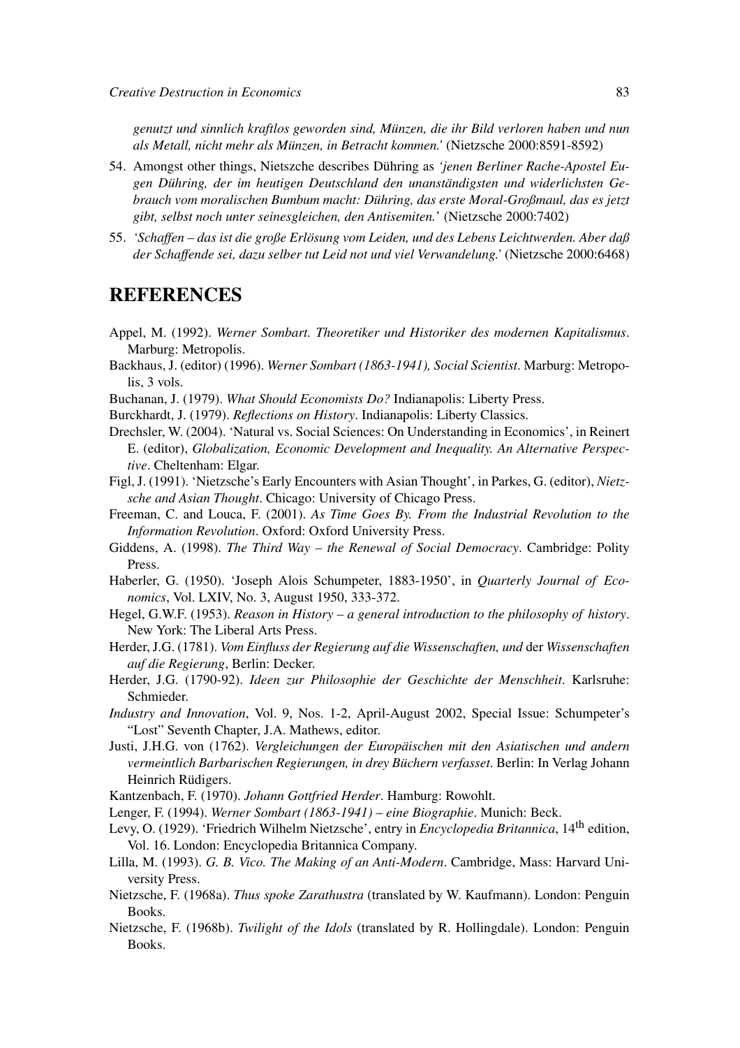*genutzt und sinnlich kraftlos geworden sind, Münzen, die ihr Bild verloren haben und nun als Metall, nicht mehr als Münzen, in Betracht kommen.'* (Nietzsche 2000:8591-8592)

54. Amongst other things, Nietszche describes Dühring as *'jenen Berliner Rache-Apostel Eugen Dühring, der im heutigen Deutschland den unanständigsten und widerlichsten Gebrauch vom moralischen Bumbum macht: Dühring, das erste Moral-Großmaul, das es jetzt gibt, selbst noch unter seinesgleichen, den Antisemiten.'* (Nietzsche 2000:7402)

55. *'Schaffen – das ist die große Erlösung vom Leiden, und des Lebens Leichtwerden. Aber daß der Schaffende sei, dazu selber tut Leid not und viel Verwandelung.'* (Nietzsche 2000:6468)

## REFERENCES

Appel, M. (1992). *Werner Sombart. Theoretiker und Historiker des modernen Kapitalismus*. Marburg: Metropolis.

Backhaus, J. (editor) (1996). *Werner Sombart (1863-1941), Social Scientist*. Marburg: Metropolis, 3 vols.

Buchanan, J. (1979). *What Should Economists Do?* Indianapolis: Liberty Press.

Burckhardt, J. (1979). *Reflections on History*. Indianapolis: Liberty Classics.

Drechsler, W. (2004). 'Natural vs. Social Sciences: On Understanding in Economics', in Reinert E. (editor), *Globalization, Economic Development and Inequality. An Alternative Perspective*. Cheltenham: Elgar.

Figl, J. (1991). 'Nietzsche's Early Encounters with Asian Thought', in Parkes, G. (editor), *Nietzsche and Asian Thought*. Chicago: University of Chicago Press.

Freeman, C. and Louca, F. (2001). *As Time Goes By. From the Industrial Revolution to the Information Revolution*. Oxford: Oxford University Press.

Giddens, A. (1998). *The Third Way – the Renewal of Social Democracy*. Cambridge: Polity Press.

Haberler, G. (1950). 'Joseph Alois Schumpeter, 1883-1950', in *Quarterly Journal of Economics*, Vol. LXIV, No. 3, August 1950, 333-372.

Hegel, G.W.F. (1953). *Reason in History – a general introduction to the philosophy of history*. New York: The Liberal Arts Press.

Herder, J.G. (1781). *Vom Einfluss der Regierung auf die Wissenschaften, und* der *Wissenschaften auf die Regierung*, Berlin: Decker.

Herder, J.G. (1790-92). *Ideen zur Philosophie der Geschichte der Menschheit*. Karlsruhe: Schmieder.

*Industry and Innovation*, Vol. 9, Nos. 1-2, April-August 2002, Special Issue: Schumpeter's "Lost" Seventh Chapter, J.A. Mathews, editor.

Justi, J.H.G. von (1762). *Vergleichungen der Europäischen mit den Asiatischen und andern vermeintlich Barbarischen Regierungen, in drey Büchern verfasset*. Berlin: In Verlag Johann Heinrich Rüdigers.

Kantzenbach, F. (1970). *Johann Gottfried Herder*. Hamburg: Rowohlt.

Lenger, F. (1994). *Werner Sombart (1863-1941) – eine Biographie*. Munich: Beck.

Levy, O. (1929). 'Friedrich Wilhelm Nietzsche', entry in *Encyclopedia Britannica*, 14th edition, Vol. 16. London: Encyclopedia Britannica Company.

Lilla, M. (1993). *G. B. Vico. The Making of an Anti-Modern*. Cambridge, Mass: Harvard University Press.

Nietzsche, F. (1968a). *Thus spoke Zarathustra* (translated by W. Kaufmann). London: Penguin Books.

Nietzsche, F. (1968b). *Twilight of the Idols* (translated by R. Hollingdale). London: Penguin Books.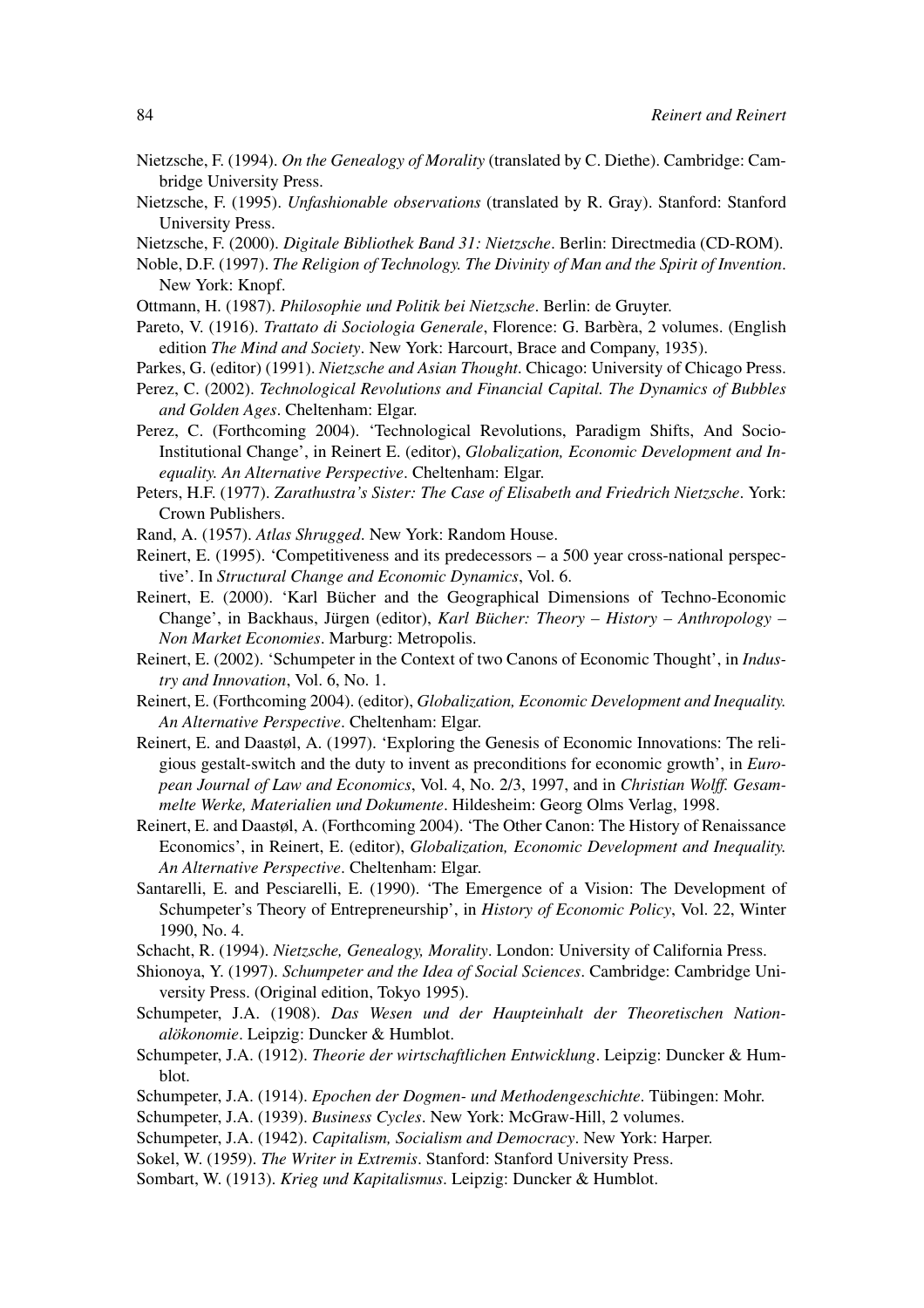Nietzsche, F. (1994). *On the Genealogy of Morality* (translated by C. Diethe). Cambridge: Cambridge University Press.

Nietzsche, F. (1995). *Unfashionable observations* (translated by R. Gray). Stanford: Stanford University Press.

Nietzsche, F. (2000). *Digitale Bibliothek Band 31: Nietzsche*. Berlin: Directmedia (CD-ROM).

Noble, D.F. (1997). *The Religion of Technology. The Divinity of Man and the Spirit of Invention*. New York: Knopf.

Ottmann, H. (1987). *Philosophie und Politik bei Nietzsche*. Berlin: de Gruyter.

Pareto, V. (1916). *Trattato di Sociologia Generale*, Florence: G. Barbèra, 2 volumes. (English edition *The Mind and Society*. New York: Harcourt, Brace and Company, 1935).

Parkes, G. (editor) (1991). *Nietzsche and Asian Thought*. Chicago: University of Chicago Press.

Perez, C. (2002). *Technological Revolutions and Financial Capital. The Dynamics of Bubbles and Golden Ages*. Cheltenham: Elgar.

Perez, C. (Forthcoming 2004). 'Technological Revolutions, Paradigm Shifts, And Socio-Institutional Change', in Reinert E. (editor), *Globalization, Economic Development and Inequality. An Alternative Perspective*. Cheltenham: Elgar.

Peters, H.F. (1977). *Zarathustra's Sister: The Case of Elisabeth and Friedrich Nietzsche*. York: Crown Publishers.

Rand, A. (1957). *Atlas Shrugged*. New York: Random House.

Reinert, E. (1995). 'Competitiveness and its predecessors – a 500 year cross-national perspective'. In *Structural Change and Economic Dynamics*, Vol. 6.

Reinert, E. (2000). 'Karl Bücher and the Geographical Dimensions of Techno-Economic Change', in Backhaus, Jürgen (editor), *Karl Bücher: Theory – History – Anthropology – Non Market Economies*. Marburg: Metropolis.

Reinert, E. (2002). 'Schumpeter in the Context of two Canons of Economic Thought', in *Industry and Innovation*, Vol. 6, No. 1.

Reinert, E. (Forthcoming 2004). (editor), *Globalization, Economic Development and Inequality. An Alternative Perspective*. Cheltenham: Elgar.

Reinert, E. and Daastøl, A. (1997). 'Exploring the Genesis of Economic Innovations: The religious gestalt-switch and the duty to invent as preconditions for economic growth', in *European Journal of Law and Economics*, Vol. 4, No. 2/3, 1997, and in *Christian Wolff. Gesammelte Werke, Materialien und Dokumente*. Hildesheim: Georg Olms Verlag, 1998.

Reinert, E. and Daastøl, A. (Forthcoming 2004). 'The Other Canon: The History of Renaissance Economics', in Reinert, E. (editor), *Globalization, Economic Development and Inequality. An Alternative Perspective*. Cheltenham: Elgar.

Santarelli, E. and Pesciarelli, E. (1990). 'The Emergence of a Vision: The Development of Schumpeter's Theory of Entrepreneurship', in *History of Economic Policy*, Vol. 22, Winter 1990, No. 4.

Schacht, R. (1994). *Nietzsche, Genealogy, Morality*. London: University of California Press.

Shionoya, Y. (1997). *Schumpeter and the Idea of Social Sciences*. Cambridge: Cambridge University Press. (Original edition, Tokyo 1995).

Schumpeter, J.A. (1908). *Das Wesen und der Haupteinhalt der Theoretischen Nationalökonomie*. Leipzig: Duncker & Humblot.

Schumpeter, J.A. (1912). *Theorie der wirtschaftlichen Entwicklung*. Leipzig: Duncker & Humblot.

Schumpeter, J.A. (1914). *Epochen der Dogmen- und Methodengeschichte*. Tübingen: Mohr.

Schumpeter, J.A. (1939). *Business Cycles*. New York: McGraw-Hill, 2 volumes.

Schumpeter, J.A. (1942). *Capitalism, Socialism and Democracy*. New York: Harper.

Sokel, W. (1959). *The Writer in Extremis*. Stanford: Stanford University Press.

Sombart, W. (1913). *Krieg und Kapitalismus*. Leipzig: Duncker & Humblot.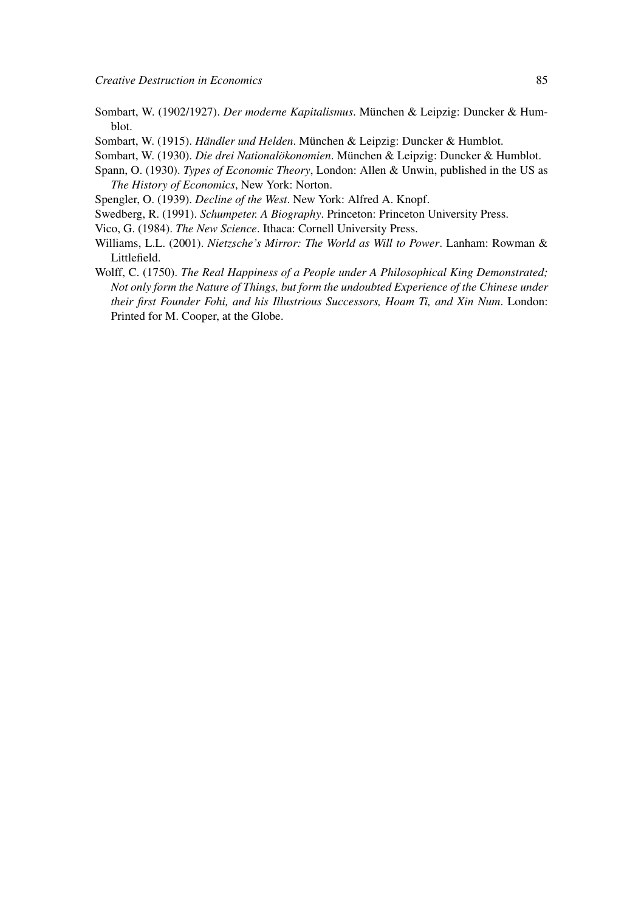Sombart, W. (1902/1927). *Der moderne Kapitalismus*. München & Leipzig: Duncker & Humblot.

Sombart, W. (1915). *Händler und Helden*. München & Leipzig: Duncker & Humblot.

Sombart, W. (1930). *Die drei Nationalökonomien*. München & Leipzig: Duncker & Humblot.

Spann, O. (1930). *Types of Economic Theory*, London: Allen & Unwin, published in the US as *The History of Economics*, New York: Norton.

Spengler, O. (1939). *Decline of the West*. New York: Alfred A. Knopf.

Swedberg, R. (1991). *Schumpeter. A Biography*. Princeton: Princeton University Press.

Vico, G. (1984). *The New Science*. Ithaca: Cornell University Press.

Williams, L.L. (2001). *Nietzsche's Mirror: The World as Will to Power*. Lanham: Rowman & Littlefield.

Wolff, C. (1750). *The Real Happiness of a People under A Philosophical King Demonstrated; Not only form the Nature of Things, but form the undoubted Experience of the Chinese under their first Founder Fohi, and his Illustrious Successors, Hoam Ti, and Xin Num*. London: Printed for M. Cooper, at the Globe.